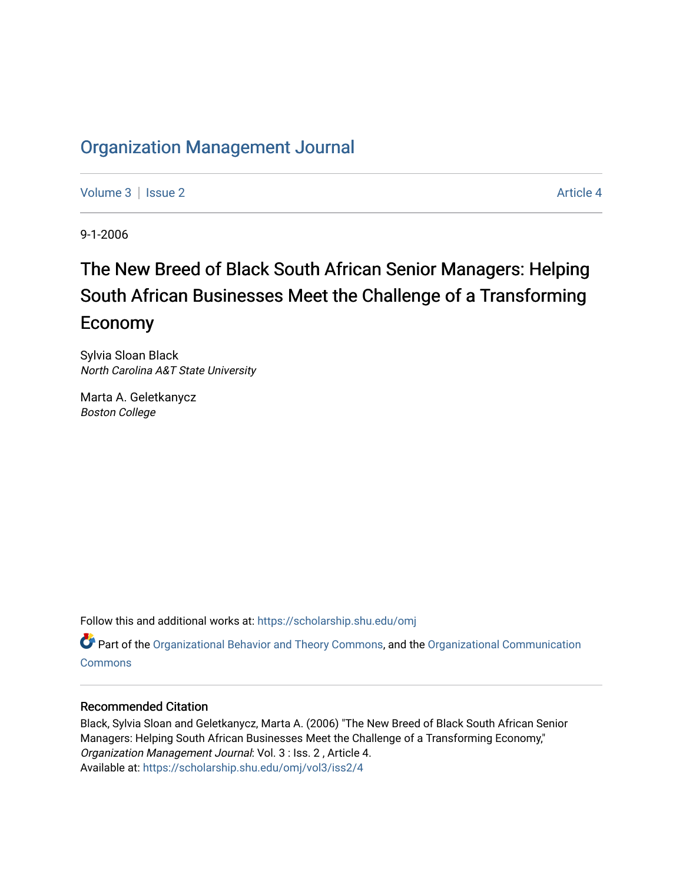# Organization Management Journal

Volume 3 | Issue 2 Article 4

9-1-2006

# The New Breed of Black South African Senior Managers: Helping South African Businesses Meet the Challenge of a Transforming Economy

Sylvia Sloan Black
*North Carolina A&T State University*

Marta A. Geletkanycz
*Boston College*

Follow this and additional works at: https://scholarship.shu.edu/omj

Part of the Organizational Behavior and Theory Commons, and the Organizational Communication Commons

### Recommended Citation

Black, Sylvia Sloan and Geletkanycz, Marta A. (2006) "The New Breed of Black South African Senior Managers: Helping South African Businesses Meet the Challenge of a Transforming Economy," *Organization Management Journal*: Vol. 3 : Iss. 2 , Article 4.
Available at: https://scholarship.shu.edu/omj/vol3/iss2/4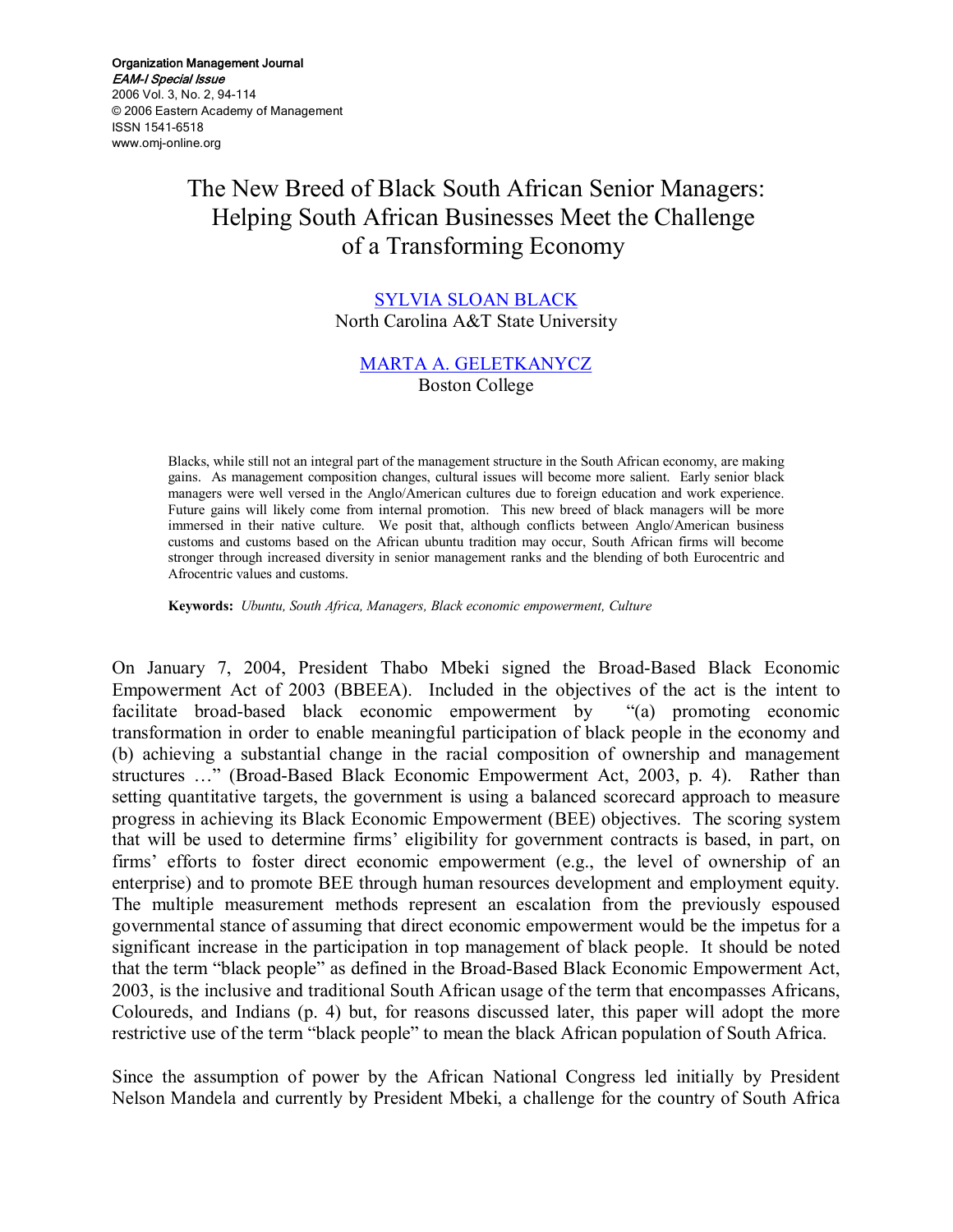# The New Breed of Black South African Senior Managers: Helping South African Businesses Meet the Challenge of a Transforming Economy

SYLVIA SLOAN BLACK
North Carolina A&T State University

MARTA A. GELETKANYCZ
Boston College

Blacks, while still not an integral part of the management structure in the South African economy, are making gains. As management composition changes, cultural issues will become more salient. Early senior black managers were well versed in the Anglo/American cultures due to foreign education and work experience. Future gains will likely come from internal promotion. This new breed of black managers will be more immersed in their native culture. We posit that, although conflicts between Anglo/American business customs and customs based on the African ubuntu tradition may occur, South African firms will become stronger through increased diversity in senior management ranks and the blending of both Eurocentric and Afrocentric values and customs.

**Keywords:** *Ubuntu, South Africa, Managers, Black economic empowerment, Culture*

On January 7, 2004, President Thabo Mbeki signed the Broad-Based Black Economic Empowerment Act of 2003 (BBEEA). Included in the objectives of the act is the intent to facilitate broad-based black economic empowerment by "(a) promoting economic transformation in order to enable meaningful participation of black people in the economy and (b) achieving a substantial change in the racial composition of ownership and management structures …" (Broad-Based Black Economic Empowerment Act, 2003, p. 4). Rather than setting quantitative targets, the government is using a balanced scorecard approach to measure progress in achieving its Black Economic Empowerment (BEE) objectives. The scoring system that will be used to determine firms' eligibility for government contracts is based, in part, on firms' efforts to foster direct economic empowerment (e.g., the level of ownership of an enterprise) and to promote BEE through human resources development and employment equity. The multiple measurement methods represent an escalation from the previously espoused governmental stance of assuming that direct economic empowerment would be the impetus for a significant increase in the participation in top management of black people. It should be noted that the term "black people" as defined in the Broad-Based Black Economic Empowerment Act, 2003, is the inclusive and traditional South African usage of the term that encompasses Africans, Coloureds, and Indians (p. 4) but, for reasons discussed later, this paper will adopt the more restrictive use of the term "black people" to mean the black African population of South Africa.

Since the assumption of power by the African National Congress led initially by President Nelson Mandela and currently by President Mbeki, a challenge for the country of South Africa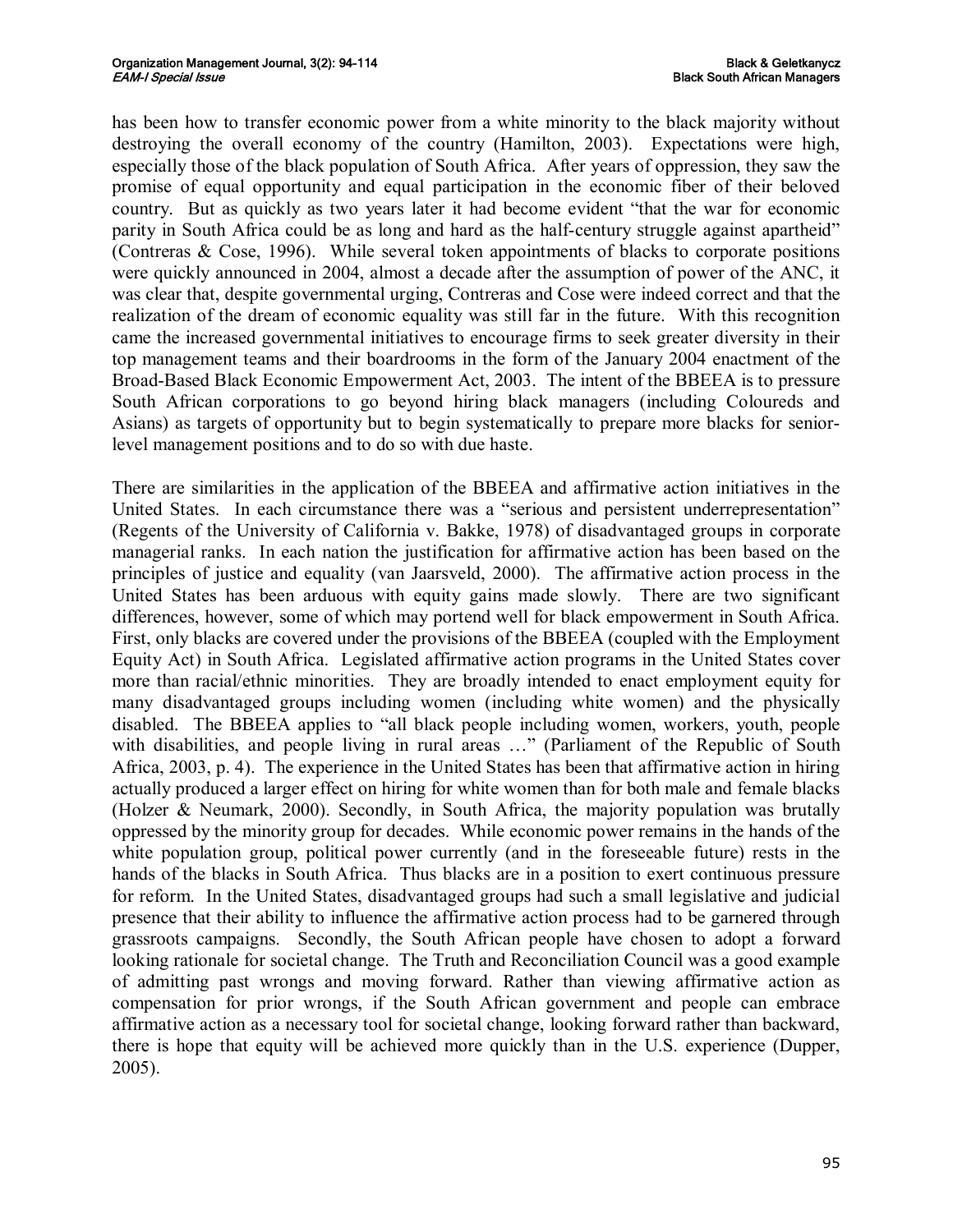has been how to transfer economic power from a white minority to the black majority without destroying the overall economy of the country (Hamilton, 2003). Expectations were high, especially those of the black population of South Africa. After years of oppression, they saw the promise of equal opportunity and equal participation in the economic fiber of their beloved country. But as quickly as two years later it had become evident "that the war for economic parity in South Africa could be as long and hard as the half-century struggle against apartheid" (Contreras & Cose, 1996). While several token appointments of blacks to corporate positions were quickly announced in 2004, almost a decade after the assumption of power of the ANC, it was clear that, despite governmental urging, Contreras and Cose were indeed correct and that the realization of the dream of economic equality was still far in the future. With this recognition came the increased governmental initiatives to encourage firms to seek greater diversity in their top management teams and their boardrooms in the form of the January 2004 enactment of the Broad-Based Black Economic Empowerment Act, 2003. The intent of the BBEEA is to pressure South African corporations to go beyond hiring black managers (including Coloureds and Asians) as targets of opportunity but to begin systematically to prepare more blacks for senior-level management positions and to do so with due haste.

There are similarities in the application of the BBEEA and affirmative action initiatives in the United States. In each circumstance there was a "serious and persistent underrepresentation" (Regents of the University of California v. Bakke, 1978) of disadvantaged groups in corporate managerial ranks. In each nation the justification for affirmative action has been based on the principles of justice and equality (van Jaarsveld, 2000). The affirmative action process in the United States has been arduous with equity gains made slowly. There are two significant differences, however, some of which may portend well for black empowerment in South Africa. First, only blacks are covered under the provisions of the BBEEA (coupled with the Employment Equity Act) in South Africa. Legislated affirmative action programs in the United States cover more than racial/ethnic minorities. They are broadly intended to enact employment equity for many disadvantaged groups including women (including white women) and the physically disabled. The BBEEA applies to "all black people including women, workers, youth, people with disabilities, and people living in rural areas …" (Parliament of the Republic of South Africa, 2003, p. 4). The experience in the United States has been that affirmative action in hiring actually produced a larger effect on hiring for white women than for both male and female blacks (Holzer & Neumark, 2000). Secondly, in South Africa, the majority population was brutally oppressed by the minority group for decades. While economic power remains in the hands of the white population group, political power currently (and in the foreseeable future) rests in the hands of the blacks in South Africa. Thus blacks are in a position to exert continuous pressure for reform. In the United States, disadvantaged groups had such a small legislative and judicial presence that their ability to influence the affirmative action process had to be garnered through grassroots campaigns. Secondly, the South African people have chosen to adopt a forward looking rationale for societal change. The Truth and Reconciliation Council was a good example of admitting past wrongs and moving forward. Rather than viewing affirmative action as compensation for prior wrongs, if the South African government and people can embrace affirmative action as a necessary tool for societal change, looking forward rather than backward, there is hope that equity will be achieved more quickly than in the U.S. experience (Dupper, 2005).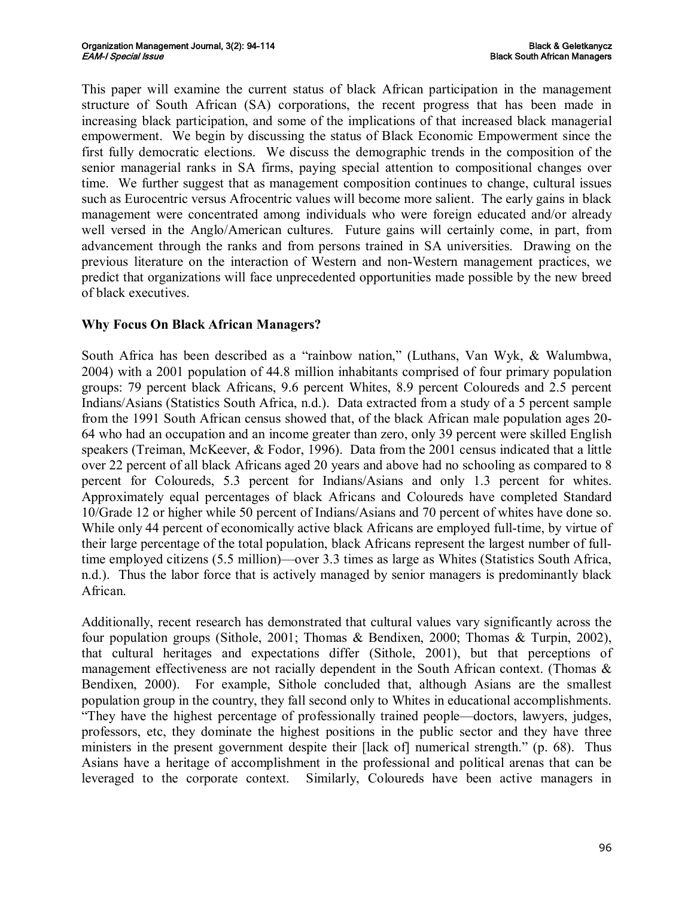This paper will examine the current status of black African participation in the management structure of South African (SA) corporations, the recent progress that has been made in increasing black participation, and some of the implications of that increased black managerial empowerment. We begin by discussing the status of Black Economic Empowerment since the first fully democratic elections. We discuss the demographic trends in the composition of the senior managerial ranks in SA firms, paying special attention to compositional changes over time. We further suggest that as management composition continues to change, cultural issues such as Eurocentric versus Afrocentric values will become more salient. The early gains in black management were concentrated among individuals who were foreign educated and/or already well versed in the Anglo/American cultures. Future gains will certainly come, in part, from advancement through the ranks and from persons trained in SA universities. Drawing on the previous literature on the interaction of Western and non-Western management practices, we predict that organizations will face unprecedented opportunities made possible by the new breed of black executives.

## Why Focus On Black African Managers?

South Africa has been described as a "rainbow nation," (Luthans, Van Wyk, & Walumbwa, 2004) with a 2001 population of 44.8 million inhabitants comprised of four primary population groups: 79 percent black Africans, 9.6 percent Whites, 8.9 percent Coloureds and 2.5 percent Indians/Asians (Statistics South Africa, n.d.). Data extracted from a study of a 5 percent sample from the 1991 South African census showed that, of the black African male population ages 20-64 who had an occupation and an income greater than zero, only 39 percent were skilled English speakers (Treiman, McKeever, & Fodor, 1996). Data from the 2001 census indicated that a little over 22 percent of all black Africans aged 20 years and above had no schooling as compared to 8 percent for Coloureds, 5.3 percent for Indians/Asians and only 1.3 percent for whites. Approximately equal percentages of black Africans and Coloureds have completed Standard 10/Grade 12 or higher while 50 percent of Indians/Asians and 70 percent of whites have done so. While only 44 percent of economically active black Africans are employed full-time, by virtue of their large percentage of the total population, black Africans represent the largest number of full-time employed citizens (5.5 million)—over 3.3 times as large as Whites (Statistics South Africa, n.d.). Thus the labor force that is actively managed by senior managers is predominantly black African.

Additionally, recent research has demonstrated that cultural values vary significantly across the four population groups (Sithole, 2001; Thomas & Bendixen, 2000; Thomas & Turpin, 2002), that cultural heritages and expectations differ (Sithole, 2001), but that perceptions of management effectiveness are not racially dependent in the South African context. (Thomas & Bendixen, 2000). For example, Sithole concluded that, although Asians are the smallest population group in the country, they fall second only to Whites in educational accomplishments. "They have the highest percentage of professionally trained people—doctors, lawyers, judges, professors, etc, they dominate the highest positions in the public sector and they have three ministers in the present government despite their [lack of] numerical strength." (p. 68). Thus Asians have a heritage of accomplishment in the professional and political arenas that can be leveraged to the corporate context. Similarly, Coloureds have been active managers in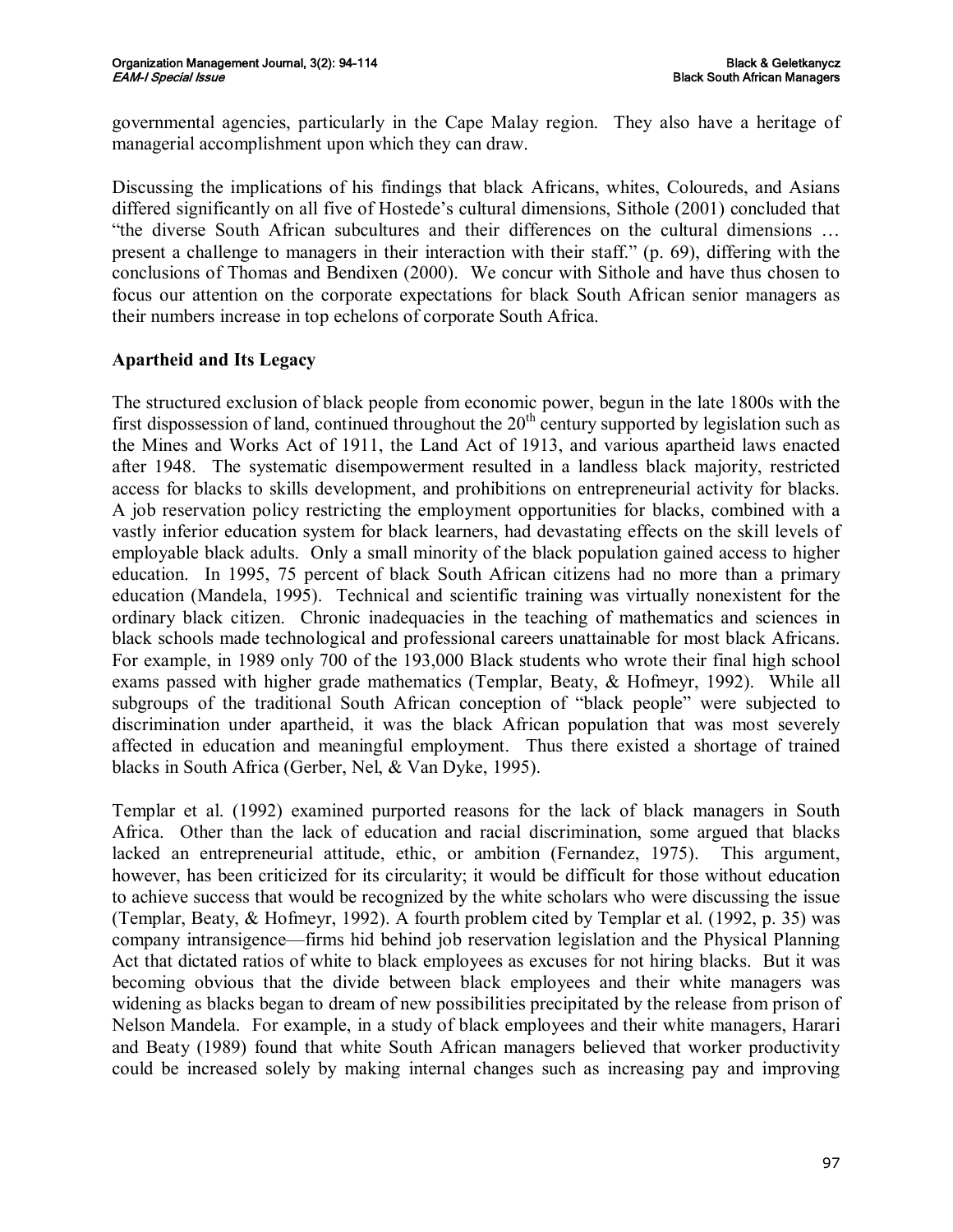governmental agencies, particularly in the Cape Malay region. They also have a heritage of managerial accomplishment upon which they can draw.

Discussing the implications of his findings that black Africans, whites, Coloureds, and Asians differed significantly on all five of Hostede's cultural dimensions, Sithole (2001) concluded that "the diverse South African subcultures and their differences on the cultural dimensions … present a challenge to managers in their interaction with their staff." (p. 69), differing with the conclusions of Thomas and Bendixen (2000). We concur with Sithole and have thus chosen to focus our attention on the corporate expectations for black South African senior managers as their numbers increase in top echelons of corporate South Africa.

## Apartheid and Its Legacy

The structured exclusion of black people from economic power, begun in the late 1800s with the first dispossession of land, continued throughout the 20th century supported by legislation such as the Mines and Works Act of 1911, the Land Act of 1913, and various apartheid laws enacted after 1948. The systematic disempowerment resulted in a landless black majority, restricted access for blacks to skills development, and prohibitions on entrepreneurial activity for blacks. A job reservation policy restricting the employment opportunities for blacks, combined with a vastly inferior education system for black learners, had devastating effects on the skill levels of employable black adults. Only a small minority of the black population gained access to higher education. In 1995, 75 percent of black South African citizens had no more than a primary education (Mandela, 1995). Technical and scientific training was virtually nonexistent for the ordinary black citizen. Chronic inadequacies in the teaching of mathematics and sciences in black schools made technological and professional careers unattainable for most black Africans. For example, in 1989 only 700 of the 193,000 Black students who wrote their final high school exams passed with higher grade mathematics (Templar, Beaty, & Hofmeyr, 1992). While all subgroups of the traditional South African conception of "black people" were subjected to discrimination under apartheid, it was the black African population that was most severely affected in education and meaningful employment. Thus there existed a shortage of trained blacks in South Africa (Gerber, Nel, & Van Dyke, 1995).

Templar et al. (1992) examined purported reasons for the lack of black managers in South Africa. Other than the lack of education and racial discrimination, some argued that blacks lacked an entrepreneurial attitude, ethic, or ambition (Fernandez, 1975). This argument, however, has been criticized for its circularity; it would be difficult for those without education to achieve success that would be recognized by the white scholars who were discussing the issue (Templar, Beaty, & Hofmeyr, 1992). A fourth problem cited by Templar et al. (1992, p. 35) was company intransigence—firms hid behind job reservation legislation and the Physical Planning Act that dictated ratios of white to black employees as excuses for not hiring blacks. But it was becoming obvious that the divide between black employees and their white managers was widening as blacks began to dream of new possibilities precipitated by the release from prison of Nelson Mandela. For example, in a study of black employees and their white managers, Harari and Beaty (1989) found that white South African managers believed that worker productivity could be increased solely by making internal changes such as increasing pay and improving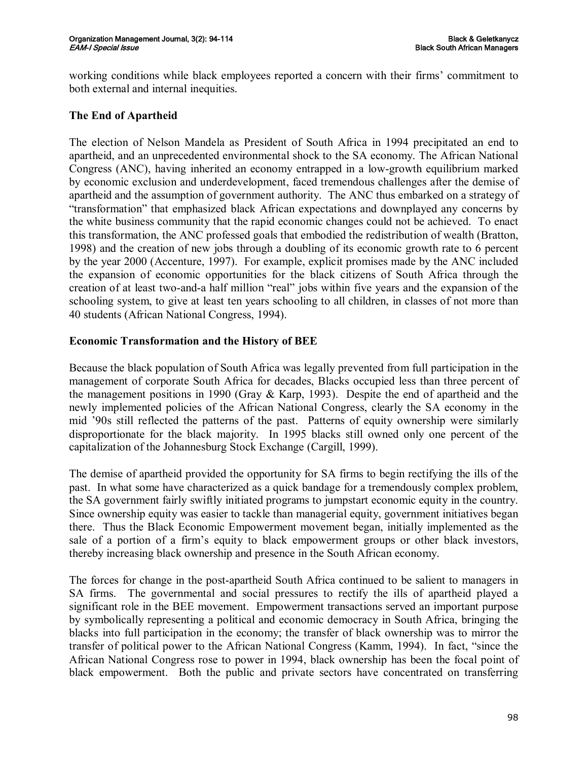working conditions while black employees reported a concern with their firms' commitment to both external and internal inequities.

## The End of Apartheid

The election of Nelson Mandela as President of South Africa in 1994 precipitated an end to apartheid, and an unprecedented environmental shock to the SA economy. The African National Congress (ANC), having inherited an economy entrapped in a low-growth equilibrium marked by economic exclusion and underdevelopment, faced tremendous challenges after the demise of apartheid and the assumption of government authority. The ANC thus embarked on a strategy of "transformation" that emphasized black African expectations and downplayed any concerns by the white business community that the rapid economic changes could not be achieved. To enact this transformation, the ANC professed goals that embodied the redistribution of wealth (Bratton, 1998) and the creation of new jobs through a doubling of its economic growth rate to 6 percent by the year 2000 (Accenture, 1997). For example, explicit promises made by the ANC included the expansion of economic opportunities for the black citizens of South Africa through the creation of at least two-and-a half million "real" jobs within five years and the expansion of the schooling system, to give at least ten years schooling to all children, in classes of not more than 40 students (African National Congress, 1994).

## Economic Transformation and the History of BEE

Because the black population of South Africa was legally prevented from full participation in the management of corporate South Africa for decades, Blacks occupied less than three percent of the management positions in 1990 (Gray & Karp, 1993). Despite the end of apartheid and the newly implemented policies of the African National Congress, clearly the SA economy in the mid '90s still reflected the patterns of the past. Patterns of equity ownership were similarly disproportionate for the black majority. In 1995 blacks still owned only one percent of the capitalization of the Johannesburg Stock Exchange (Cargill, 1999).

The demise of apartheid provided the opportunity for SA firms to begin rectifying the ills of the past. In what some have characterized as a quick bandage for a tremendously complex problem, the SA government fairly swiftly initiated programs to jumpstart economic equity in the country. Since ownership equity was easier to tackle than managerial equity, government initiatives began there. Thus the Black Economic Empowerment movement began, initially implemented as the sale of a portion of a firm's equity to black empowerment groups or other black investors, thereby increasing black ownership and presence in the South African economy.

The forces for change in the post-apartheid South Africa continued to be salient to managers in SA firms. The governmental and social pressures to rectify the ills of apartheid played a significant role in the BEE movement. Empowerment transactions served an important purpose by symbolically representing a political and economic democracy in South Africa, bringing the blacks into full participation in the economy; the transfer of black ownership was to mirror the transfer of political power to the African National Congress (Kamm, 1994). In fact, "since the African National Congress rose to power in 1994, black ownership has been the focal point of black empowerment. Both the public and private sectors have concentrated on transferring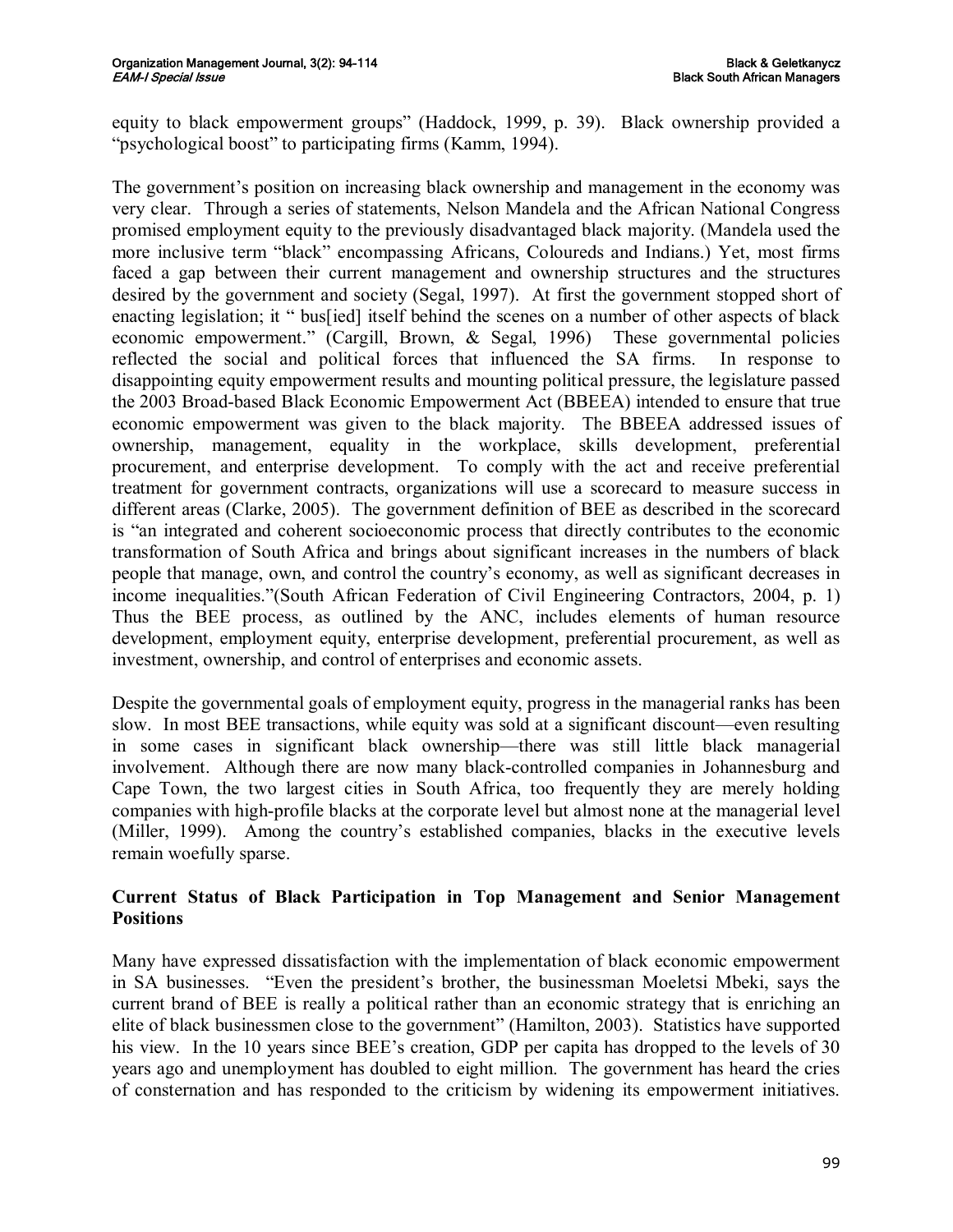equity to black empowerment groups" (Haddock, 1999, p. 39). Black ownership provided a "psychological boost" to participating firms (Kamm, 1994).

The government's position on increasing black ownership and management in the economy was very clear. Through a series of statements, Nelson Mandela and the African National Congress promised employment equity to the previously disadvantaged black majority. (Mandela used the more inclusive term "black" encompassing Africans, Coloureds and Indians.) Yet, most firms faced a gap between their current management and ownership structures and the structures desired by the government and society (Segal, 1997). At first the government stopped short of enacting legislation; it " bus[ied] itself behind the scenes on a number of other aspects of black economic empowerment." (Cargill, Brown, & Segal, 1996) These governmental policies reflected the social and political forces that influenced the SA firms. In response to disappointing equity empowerment results and mounting political pressure, the legislature passed the 2003 Broad-based Black Economic Empowerment Act (BBEEA) intended to ensure that true economic empowerment was given to the black majority. The BBEEA addressed issues of ownership, management, equality in the workplace, skills development, preferential procurement, and enterprise development. To comply with the act and receive preferential treatment for government contracts, organizations will use a scorecard to measure success in different areas (Clarke, 2005). The government definition of BEE as described in the scorecard is "an integrated and coherent socioeconomic process that directly contributes to the economic transformation of South Africa and brings about significant increases in the numbers of black people that manage, own, and control the country's economy, as well as significant decreases in income inequalities."(South African Federation of Civil Engineering Contractors, 2004, p. 1) Thus the BEE process, as outlined by the ANC, includes elements of human resource development, employment equity, enterprise development, preferential procurement, as well as investment, ownership, and control of enterprises and economic assets.

Despite the governmental goals of employment equity, progress in the managerial ranks has been slow. In most BEE transactions, while equity was sold at a significant discount—even resulting in some cases in significant black ownership—there was still little black managerial involvement. Although there are now many black-controlled companies in Johannesburg and Cape Town, the two largest cities in South Africa, too frequently they are merely holding companies with high-profile blacks at the corporate level but almost none at the managerial level (Miller, 1999). Among the country's established companies, blacks in the executive levels remain woefully sparse.

### Current Status of Black Participation in Top Management and Senior Management Positions

Many have expressed dissatisfaction with the implementation of black economic empowerment in SA businesses. "Even the president's brother, the businessman Moeletsi Mbeki, says the current brand of BEE is really a political rather than an economic strategy that is enriching an elite of black businessmen close to the government" (Hamilton, 2003). Statistics have supported his view. In the 10 years since BEE's creation, GDP per capita has dropped to the levels of 30 years ago and unemployment has doubled to eight million. The government has heard the cries of consternation and has responded to the criticism by widening its empowerment initiatives.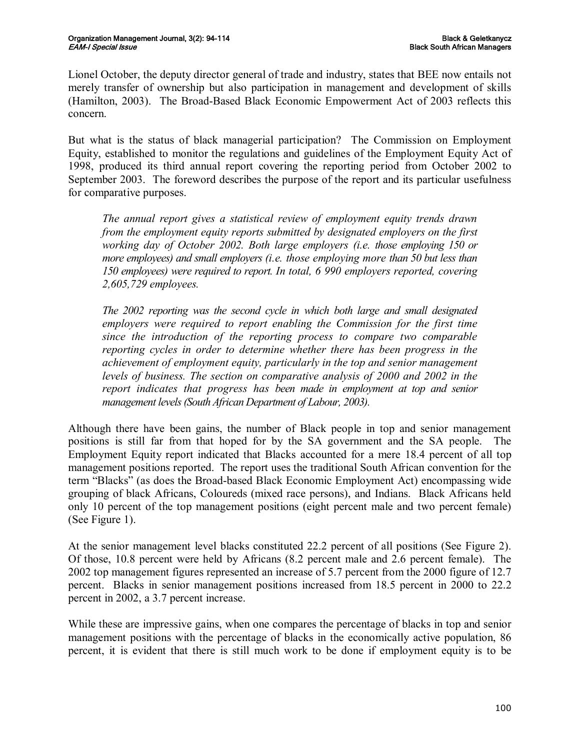Lionel October, the deputy director general of trade and industry, states that BEE now entails not merely transfer of ownership but also participation in management and development of skills (Hamilton, 2003). The Broad-Based Black Economic Empowerment Act of 2003 reflects this concern.

But what is the status of black managerial participation? The Commission on Employment Equity, established to monitor the regulations and guidelines of the Employment Equity Act of 1998, produced its third annual report covering the reporting period from October 2002 to September 2003. The foreword describes the purpose of the report and its particular usefulness for comparative purposes.

> *The annual report gives a statistical review of employment equity trends drawn from the employment equity reports submitted by designated employers on the first working day of October 2002. Both large employers (i.e. those employing 150 or more employees) and small employers (i.e. those employing more than 50 but less than 150 employees) were required to report. In total, 6 990 employers reported, covering 2,605,729 employees.*
>
> *The 2002 reporting was the second cycle in which both large and small designated employers were required to report enabling the Commission for the first time since the introduction of the reporting process to compare two comparable reporting cycles in order to determine whether there has been progress in the achievement of employment equity, particularly in the top and senior management levels of business. The section on comparative analysis of 2000 and 2002 in the report indicates that progress has been made in employment at top and senior management levels (South African Department of Labour, 2003).*

Although there have been gains, the number of Black people in top and senior management positions is still far from that hoped for by the SA government and the SA people. The Employment Equity report indicated that Blacks accounted for a mere 18.4 percent of all top management positions reported. The report uses the traditional South African convention for the term "Blacks" (as does the Broad-based Black Economic Employment Act) encompassing wide grouping of black Africans, Coloureds (mixed race persons), and Indians. Black Africans held only 10 percent of the top management positions (eight percent male and two percent female) (See Figure 1).

At the senior management level blacks constituted 22.2 percent of all positions (See Figure 2). Of those, 10.8 percent were held by Africans (8.2 percent male and 2.6 percent female). The 2002 top management figures represented an increase of 5.7 percent from the 2000 figure of 12.7 percent. Blacks in senior management positions increased from 18.5 percent in 2000 to 22.2 percent in 2002, a 3.7 percent increase.

While these are impressive gains, when one compares the percentage of blacks in top and senior management positions with the percentage of blacks in the economically active population, 86 percent, it is evident that there is still much work to be done if employment equity is to be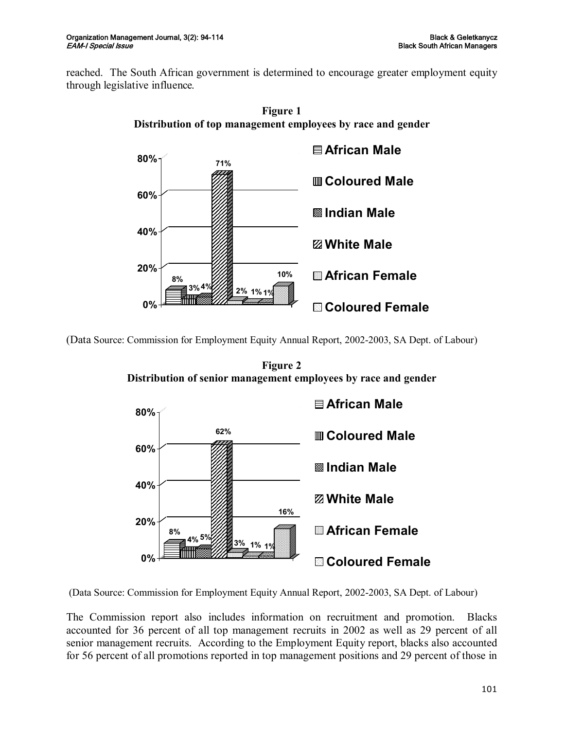reached. The South African government is determined to encourage greater employment equity through legislative influence.

**Figure 1**
**Distribution of top management employees by race and gender**

(Data Source: Commission for Employment Equity Annual Report, 2002-2003, SA Dept. of Labour)

**Figure 2**
**Distribution of senior management employees by race and gender**

(Data Source: Commission for Employment Equity Annual Report, 2002-2003, SA Dept. of Labour)

The Commission report also includes information on recruitment and promotion. Blacks accounted for 36 percent of all top management recruits in 2002 as well as 29 percent of all senior management recruits. According to the Employment Equity report, blacks also accounted for 56 percent of all promotions reported in top management positions and 29 percent of those in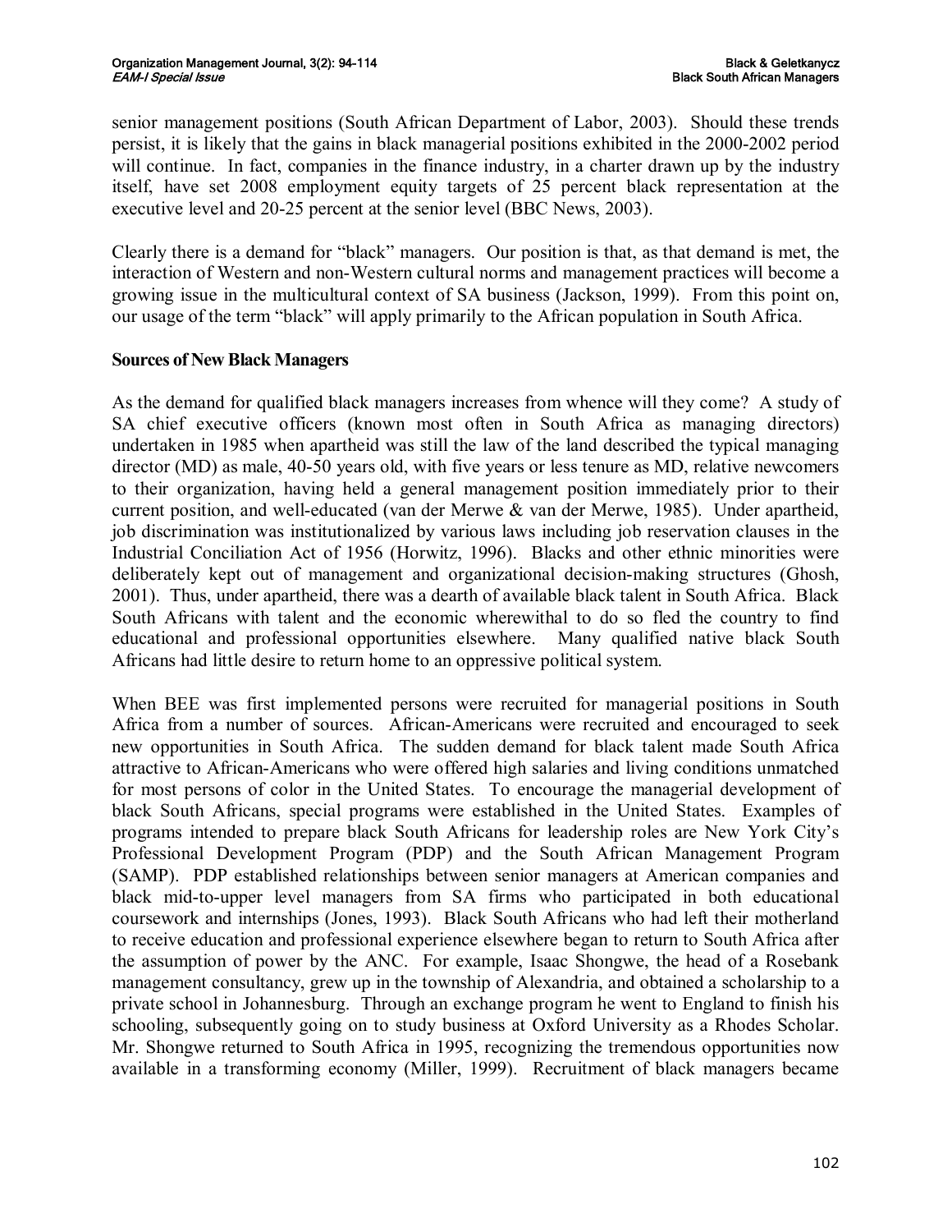senior management positions (South African Department of Labor, 2003). Should these trends persist, it is likely that the gains in black managerial positions exhibited in the 2000-2002 period will continue. In fact, companies in the finance industry, in a charter drawn up by the industry itself, have set 2008 employment equity targets of 25 percent black representation at the executive level and 20-25 percent at the senior level (BBC News, 2003).

Clearly there is a demand for "black" managers. Our position is that, as that demand is met, the interaction of Western and non-Western cultural norms and management practices will become a growing issue in the multicultural context of SA business (Jackson, 1999). From this point on, our usage of the term "black" will apply primarily to the African population in South Africa.

**Sources of New Black Managers**

As the demand for qualified black managers increases from whence will they come? A study of SA chief executive officers (known most often in South Africa as managing directors) undertaken in 1985 when apartheid was still the law of the land described the typical managing director (MD) as male, 40-50 years old, with five years or less tenure as MD, relative newcomers to their organization, having held a general management position immediately prior to their current position, and well-educated (van der Merwe & van der Merwe, 1985). Under apartheid, job discrimination was institutionalized by various laws including job reservation clauses in the Industrial Conciliation Act of 1956 (Horwitz, 1996). Blacks and other ethnic minorities were deliberately kept out of management and organizational decision-making structures (Ghosh, 2001). Thus, under apartheid, there was a dearth of available black talent in South Africa. Black South Africans with talent and the economic wherewithal to do so fled the country to find educational and professional opportunities elsewhere. Many qualified native black South Africans had little desire to return home to an oppressive political system.

When BEE was first implemented persons were recruited for managerial positions in South Africa from a number of sources. African-Americans were recruited and encouraged to seek new opportunities in South Africa. The sudden demand for black talent made South Africa attractive to African-Americans who were offered high salaries and living conditions unmatched for most persons of color in the United States. To encourage the managerial development of black South Africans, special programs were established in the United States. Examples of programs intended to prepare black South Africans for leadership roles are New York City's Professional Development Program (PDP) and the South African Management Program (SAMP). PDP established relationships between senior managers at American companies and black mid-to-upper level managers from SA firms who participated in both educational coursework and internships (Jones, 1993). Black South Africans who had left their motherland to receive education and professional experience elsewhere began to return to South Africa after the assumption of power by the ANC. For example, Isaac Shongwe, the head of a Rosebank management consultancy, grew up in the township of Alexandria, and obtained a scholarship to a private school in Johannesburg. Through an exchange program he went to England to finish his schooling, subsequently going on to study business at Oxford University as a Rhodes Scholar. Mr. Shongwe returned to South Africa in 1995, recognizing the tremendous opportunities now available in a transforming economy (Miller, 1999). Recruitment of black managers became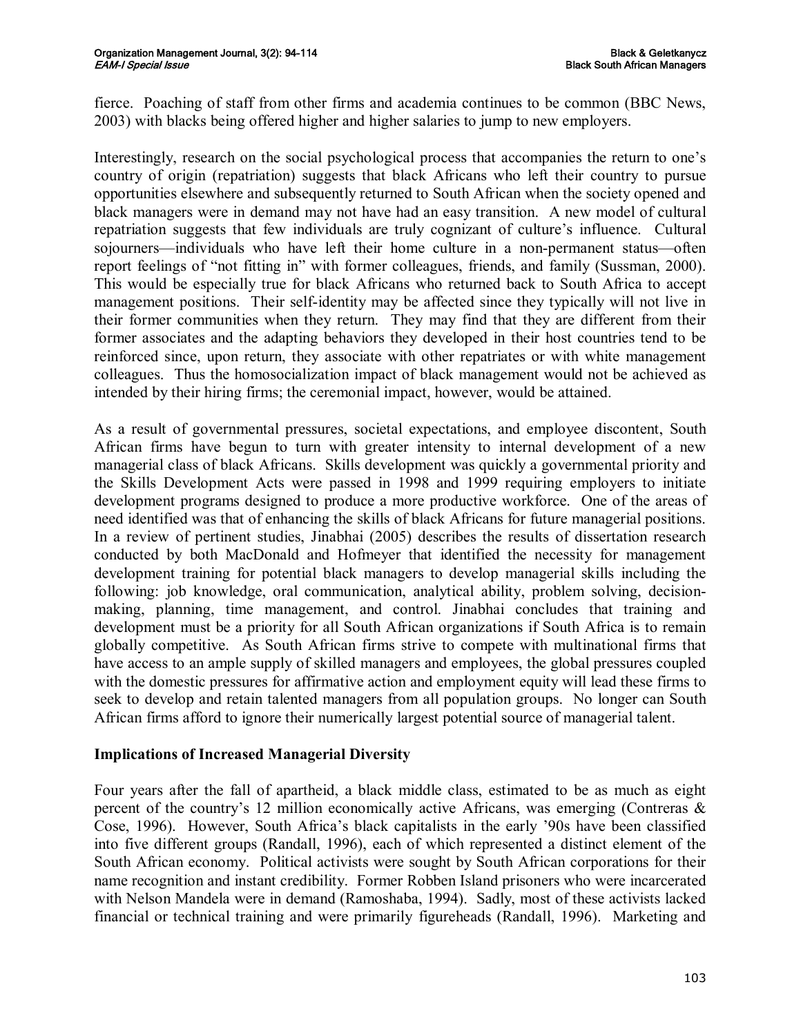fierce. Poaching of staff from other firms and academia continues to be common (BBC News, 2003) with blacks being offered higher and higher salaries to jump to new employers.

Interestingly, research on the social psychological process that accompanies the return to one's country of origin (repatriation) suggests that black Africans who left their country to pursue opportunities elsewhere and subsequently returned to South African when the society opened and black managers were in demand may not have had an easy transition. A new model of cultural repatriation suggests that few individuals are truly cognizant of culture's influence. Cultural sojourners—individuals who have left their home culture in a non-permanent status—often report feelings of "not fitting in" with former colleagues, friends, and family (Sussman, 2000). This would be especially true for black Africans who returned back to South Africa to accept management positions. Their self-identity may be affected since they typically will not live in their former communities when they return. They may find that they are different from their former associates and the adapting behaviors they developed in their host countries tend to be reinforced since, upon return, they associate with other repatriates or with white management colleagues. Thus the homosocialization impact of black management would not be achieved as intended by their hiring firms; the ceremonial impact, however, would be attained.

As a result of governmental pressures, societal expectations, and employee discontent, South African firms have begun to turn with greater intensity to internal development of a new managerial class of black Africans. Skills development was quickly a governmental priority and the Skills Development Acts were passed in 1998 and 1999 requiring employers to initiate development programs designed to produce a more productive workforce. One of the areas of need identified was that of enhancing the skills of black Africans for future managerial positions. In a review of pertinent studies, Jinabhai (2005) describes the results of dissertation research conducted by both MacDonald and Hofmeyer that identified the necessity for management development training for potential black managers to develop managerial skills including the following: job knowledge, oral communication, analytical ability, problem solving, decision-making, planning, time management, and control. Jinabhai concludes that training and development must be a priority for all South African organizations if South Africa is to remain globally competitive. As South African firms strive to compete with multinational firms that have access to an ample supply of skilled managers and employees, the global pressures coupled with the domestic pressures for affirmative action and employment equity will lead these firms to seek to develop and retain talented managers from all population groups. No longer can South African firms afford to ignore their numerically largest potential source of managerial talent.

**Implications of Increased Managerial Diversity**

Four years after the fall of apartheid, a black middle class, estimated to be as much as eight percent of the country's 12 million economically active Africans, was emerging (Contreras & Cose, 1996). However, South Africa's black capitalists in the early '90s have been classified into five different groups (Randall, 1996), each of which represented a distinct element of the South African economy. Political activists were sought by South African corporations for their name recognition and instant credibility. Former Robben Island prisoners who were incarcerated with Nelson Mandela were in demand (Ramoshaba, 1994). Sadly, most of these activists lacked financial or technical training and were primarily figureheads (Randall, 1996). Marketing and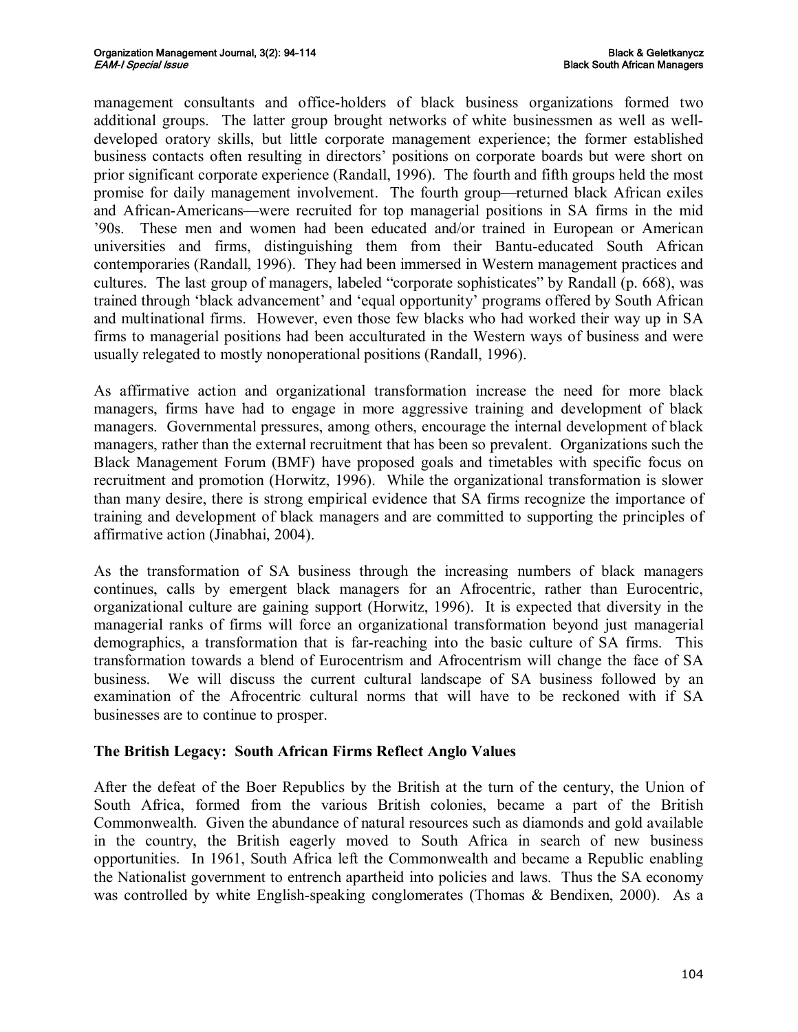management consultants and office-holders of black business organizations formed two additional groups. The latter group brought networks of white businessmen as well as well-developed oratory skills, but little corporate management experience; the former established business contacts often resulting in directors' positions on corporate boards but were short on prior significant corporate experience (Randall, 1996). The fourth and fifth groups held the most promise for daily management involvement. The fourth group—returned black African exiles and African-Americans—were recruited for top managerial positions in SA firms in the mid '90s. These men and women had been educated and/or trained in European or American universities and firms, distinguishing them from their Bantu-educated South African contemporaries (Randall, 1996). They had been immersed in Western management practices and cultures. The last group of managers, labeled "corporate sophisticates" by Randall (p. 668), was trained through 'black advancement' and 'equal opportunity' programs offered by South African and multinational firms. However, even those few blacks who had worked their way up in SA firms to managerial positions had been acculturated in the Western ways of business and were usually relegated to mostly nonoperational positions (Randall, 1996).

As affirmative action and organizational transformation increase the need for more black managers, firms have had to engage in more aggressive training and development of black managers. Governmental pressures, among others, encourage the internal development of black managers, rather than the external recruitment that has been so prevalent. Organizations such the Black Management Forum (BMF) have proposed goals and timetables with specific focus on recruitment and promotion (Horwitz, 1996). While the organizational transformation is slower than many desire, there is strong empirical evidence that SA firms recognize the importance of training and development of black managers and are committed to supporting the principles of affirmative action (Jinabhai, 2004).

As the transformation of SA business through the increasing numbers of black managers continues, calls by emergent black managers for an Afrocentric, rather than Eurocentric, organizational culture are gaining support (Horwitz, 1996). It is expected that diversity in the managerial ranks of firms will force an organizational transformation beyond just managerial demographics, a transformation that is far-reaching into the basic culture of SA firms. This transformation towards a blend of Eurocentrism and Afrocentrism will change the face of SA business. We will discuss the current cultural landscape of SA business followed by an examination of the Afrocentric cultural norms that will have to be reckoned with if SA businesses are to continue to prosper.

## The British Legacy: South African Firms Reflect Anglo Values

After the defeat of the Boer Republics by the British at the turn of the century, the Union of South Africa, formed from the various British colonies, became a part of the British Commonwealth. Given the abundance of natural resources such as diamonds and gold available in the country, the British eagerly moved to South Africa in search of new business opportunities. In 1961, South Africa left the Commonwealth and became a Republic enabling the Nationalist government to entrench apartheid into policies and laws. Thus the SA economy was controlled by white English-speaking conglomerates (Thomas & Bendixen, 2000). As a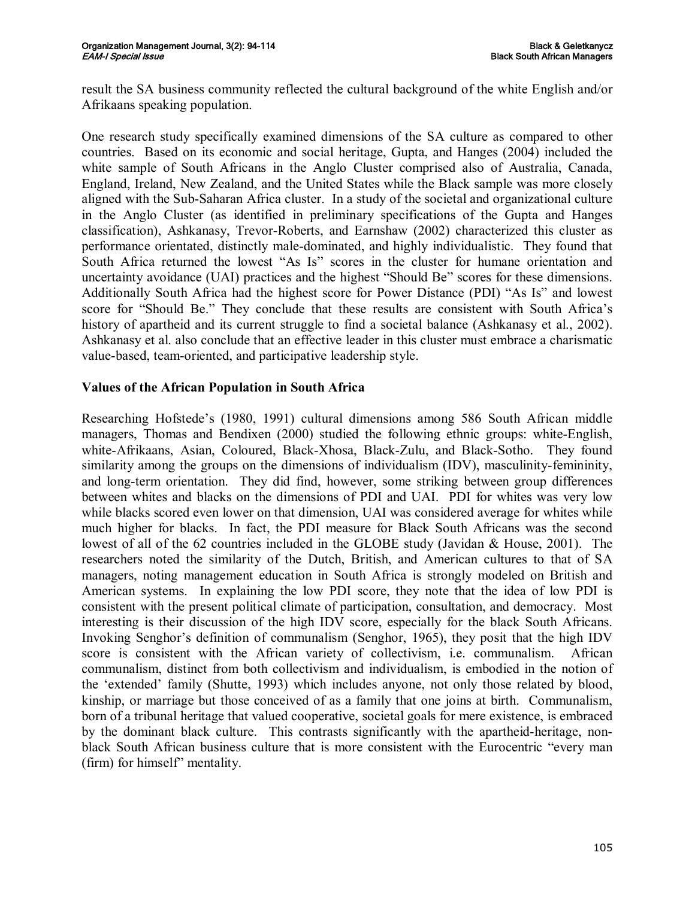result the SA business community reflected the cultural background of the white English and/or Afrikaans speaking population.

One research study specifically examined dimensions of the SA culture as compared to other countries. Based on its economic and social heritage, Gupta, and Hanges (2004) included the white sample of South Africans in the Anglo Cluster comprised also of Australia, Canada, England, Ireland, New Zealand, and the United States while the Black sample was more closely aligned with the Sub-Saharan Africa cluster. In a study of the societal and organizational culture in the Anglo Cluster (as identified in preliminary specifications of the Gupta and Hanges classification), Ashkanasy, Trevor-Roberts, and Earnshaw (2002) characterized this cluster as performance orientated, distinctly male-dominated, and highly individualistic. They found that South Africa returned the lowest "As Is" scores in the cluster for humane orientation and uncertainty avoidance (UAI) practices and the highest "Should Be" scores for these dimensions. Additionally South Africa had the highest score for Power Distance (PDI) "As Is" and lowest score for "Should Be." They conclude that these results are consistent with South Africa's history of apartheid and its current struggle to find a societal balance (Ashkanasy et al., 2002). Ashkanasy et al. also conclude that an effective leader in this cluster must embrace a charismatic value-based, team-oriented, and participative leadership style.

### Values of the African Population in South Africa

Researching Hofstede's (1980, 1991) cultural dimensions among 586 South African middle managers, Thomas and Bendixen (2000) studied the following ethnic groups: white-English, white-Afrikaans, Asian, Coloured, Black-Xhosa, Black-Zulu, and Black-Sotho. They found similarity among the groups on the dimensions of individualism (IDV), masculinity-femininity, and long-term orientation. They did find, however, some striking between group differences between whites and blacks on the dimensions of PDI and UAI. PDI for whites was very low while blacks scored even lower on that dimension, UAI was considered average for whites while much higher for blacks. In fact, the PDI measure for Black South Africans was the second lowest of all of the 62 countries included in the GLOBE study (Javidan & House, 2001). The researchers noted the similarity of the Dutch, British, and American cultures to that of SA managers, noting management education in South Africa is strongly modeled on British and American systems. In explaining the low PDI score, they note that the idea of low PDI is consistent with the present political climate of participation, consultation, and democracy. Most interesting is their discussion of the high IDV score, especially for the black South Africans. Invoking Senghor's definition of communalism (Senghor, 1965), they posit that the high IDV score is consistent with the African variety of collectivism, i.e. communalism. African communalism, distinct from both collectivism and individualism, is embodied in the notion of the 'extended' family (Shutte, 1993) which includes anyone, not only those related by blood, kinship, or marriage but those conceived of as a family that one joins at birth. Communalism, born of a tribunal heritage that valued cooperative, societal goals for mere existence, is embraced by the dominant black culture. This contrasts significantly with the apartheid-heritage, non-black South African business culture that is more consistent with the Eurocentric "every man (firm) for himself" mentality.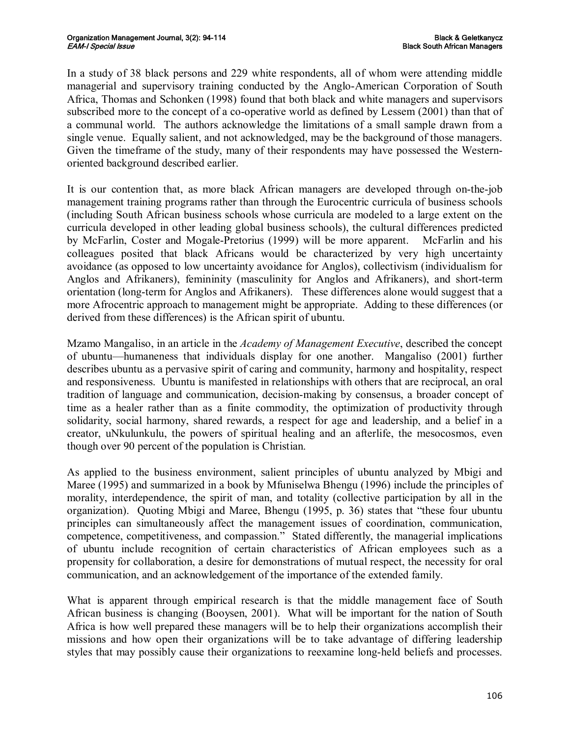In a study of 38 black persons and 229 white respondents, all of whom were attending middle managerial and supervisory training conducted by the Anglo-American Corporation of South Africa, Thomas and Schonken (1998) found that both black and white managers and supervisors subscribed more to the concept of a co-operative world as defined by Lessem (2001) than that of a communal world. The authors acknowledge the limitations of a small sample drawn from a single venue. Equally salient, and not acknowledged, may be the background of those managers. Given the timeframe of the study, many of their respondents may have possessed the Western-oriented background described earlier.

It is our contention that, as more black African managers are developed through on-the-job management training programs rather than through the Eurocentric curricula of business schools (including South African business schools whose curricula are modeled to a large extent on the curricula developed in other leading global business schools), the cultural differences predicted by McFarlin, Coster and Mogale-Pretorius (1999) will be more apparent. McFarlin and his colleagues posited that black Africans would be characterized by very high uncertainty avoidance (as opposed to low uncertainty avoidance for Anglos), collectivism (individualism for Anglos and Afrikaners), femininity (masculinity for Anglos and Afrikaners), and short-term orientation (long-term for Anglos and Afrikaners). These differences alone would suggest that a more Afrocentric approach to management might be appropriate. Adding to these differences (or derived from these differences) is the African spirit of ubuntu.

Mzamo Mangaliso, in an article in the *Academy of Management Executive*, described the concept of ubuntu—humaneness that individuals display for one another. Mangaliso (2001) further describes ubuntu as a pervasive spirit of caring and community, harmony and hospitality, respect and responsiveness. Ubuntu is manifested in relationships with others that are reciprocal, an oral tradition of language and communication, decision-making by consensus, a broader concept of time as a healer rather than as a finite commodity, the optimization of productivity through solidarity, social harmony, shared rewards, a respect for age and leadership, and a belief in a creator, uNkulunkulu, the powers of spiritual healing and an afterlife, the mesocosmos, even though over 90 percent of the population is Christian.

As applied to the business environment, salient principles of ubuntu analyzed by Mbigi and Maree (1995) and summarized in a book by Mfuniselwa Bhengu (1996) include the principles of morality, interdependence, the spirit of man, and totality (collective participation by all in the organization). Quoting Mbigi and Maree, Bhengu (1995, p. 36) states that "these four ubuntu principles can simultaneously affect the management issues of coordination, communication, competence, competitiveness, and compassion." Stated differently, the managerial implications of ubuntu include recognition of certain characteristics of African employees such as a propensity for collaboration, a desire for demonstrations of mutual respect, the necessity for oral communication, and an acknowledgement of the importance of the extended family.

What is apparent through empirical research is that the middle management face of South African business is changing (Booysen, 2001). What will be important for the nation of South Africa is how well prepared these managers will be to help their organizations accomplish their missions and how open their organizations will be to take advantage of differing leadership styles that may possibly cause their organizations to reexamine long-held beliefs and processes.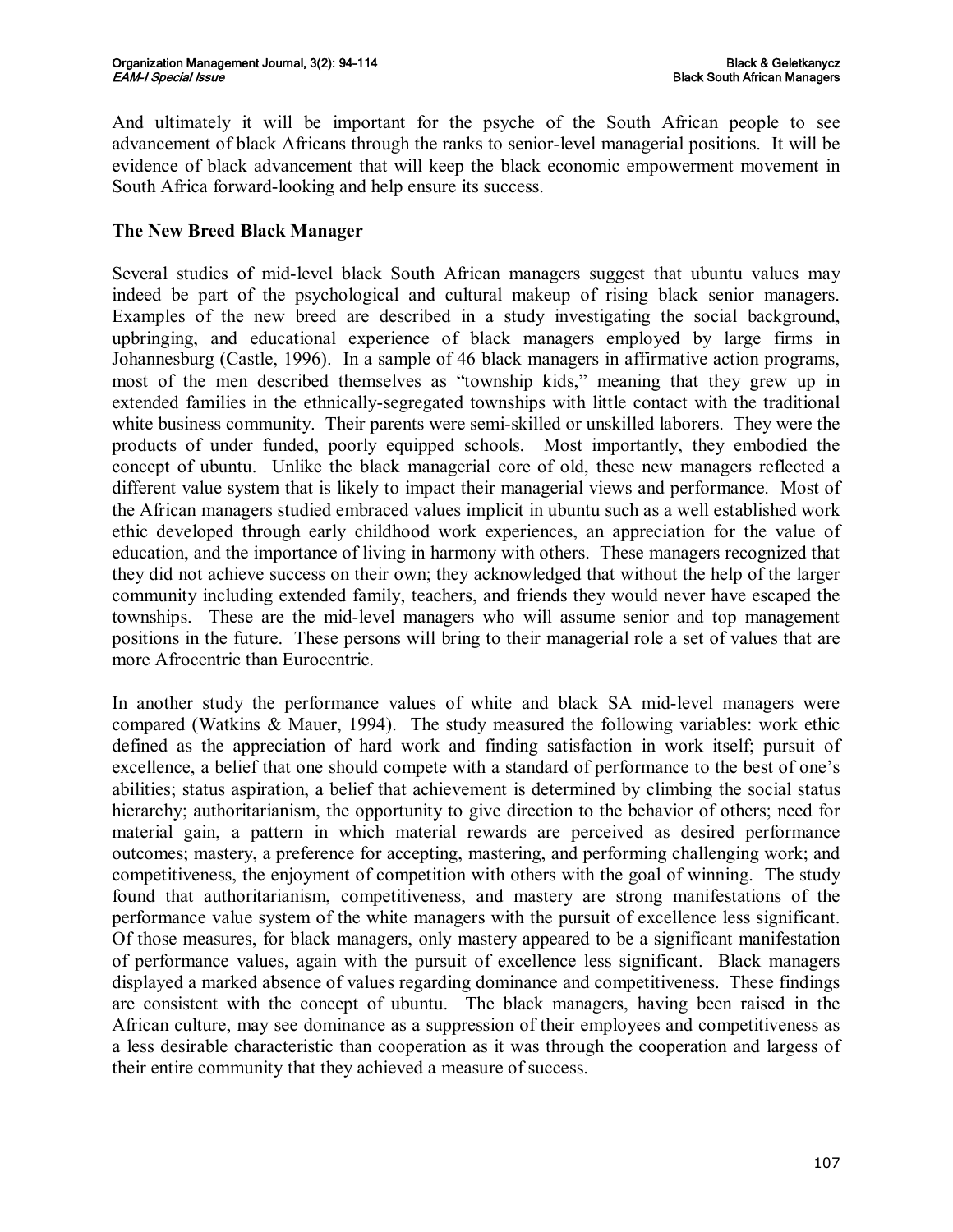And ultimately it will be important for the psyche of the South African people to see advancement of black Africans through the ranks to senior-level managerial positions. It will be evidence of black advancement that will keep the black economic empowerment movement in South Africa forward-looking and help ensure its success.

### The New Breed Black Manager

Several studies of mid-level black South African managers suggest that ubuntu values may indeed be part of the psychological and cultural makeup of rising black senior managers. Examples of the new breed are described in a study investigating the social background, upbringing, and educational experience of black managers employed by large firms in Johannesburg (Castle, 1996). In a sample of 46 black managers in affirmative action programs, most of the men described themselves as "township kids," meaning that they grew up in extended families in the ethnically-segregated townships with little contact with the traditional white business community. Their parents were semi-skilled or unskilled laborers. They were the products of under funded, poorly equipped schools. Most importantly, they embodied the concept of ubuntu. Unlike the black managerial core of old, these new managers reflected a different value system that is likely to impact their managerial views and performance. Most of the African managers studied embraced values implicit in ubuntu such as a well established work ethic developed through early childhood work experiences, an appreciation for the value of education, and the importance of living in harmony with others. These managers recognized that they did not achieve success on their own; they acknowledged that without the help of the larger community including extended family, teachers, and friends they would never have escaped the townships. These are the mid-level managers who will assume senior and top management positions in the future. These persons will bring to their managerial role a set of values that are more Afrocentric than Eurocentric.

In another study the performance values of white and black SA mid-level managers were compared (Watkins & Mauer, 1994). The study measured the following variables: work ethic defined as the appreciation of hard work and finding satisfaction in work itself; pursuit of excellence, a belief that one should compete with a standard of performance to the best of one's abilities; status aspiration, a belief that achievement is determined by climbing the social status hierarchy; authoritarianism, the opportunity to give direction to the behavior of others; need for material gain, a pattern in which material rewards are perceived as desired performance outcomes; mastery, a preference for accepting, mastering, and performing challenging work; and competitiveness, the enjoyment of competition with others with the goal of winning. The study found that authoritarianism, competitiveness, and mastery are strong manifestations of the performance value system of the white managers with the pursuit of excellence less significant. Of those measures, for black managers, only mastery appeared to be a significant manifestation of performance values, again with the pursuit of excellence less significant. Black managers displayed a marked absence of values regarding dominance and competitiveness. These findings are consistent with the concept of ubuntu. The black managers, having been raised in the African culture, may see dominance as a suppression of their employees and competitiveness as a less desirable characteristic than cooperation as it was through the cooperation and largess of their entire community that they achieved a measure of success.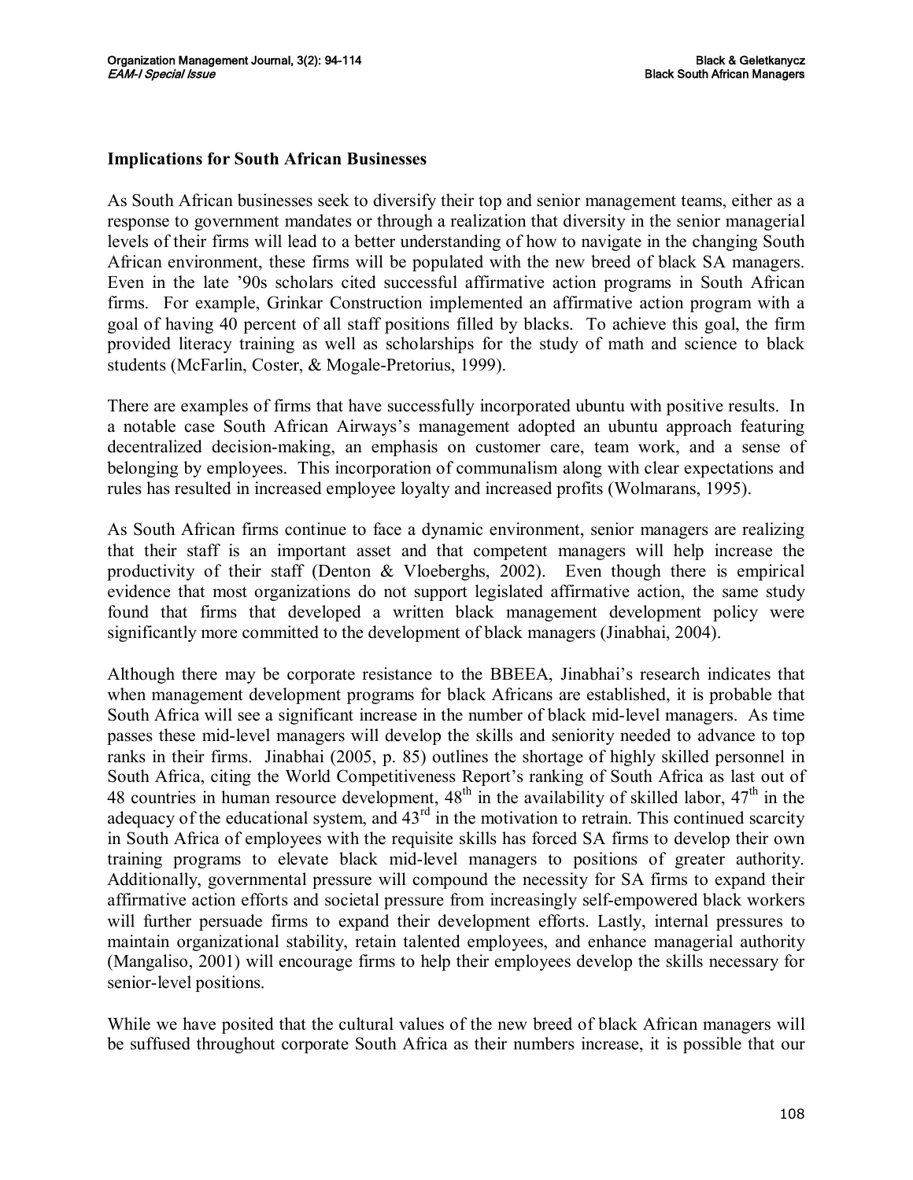### Implications for South African Businesses

As South African businesses seek to diversify their top and senior management teams, either as a response to government mandates or through a realization that diversity in the senior managerial levels of their firms will lead to a better understanding of how to navigate in the changing South African environment, these firms will be populated with the new breed of black SA managers. Even in the late '90s scholars cited successful affirmative action programs in South African firms. For example, Grinkar Construction implemented an affirmative action program with a goal of having 40 percent of all staff positions filled by blacks. To achieve this goal, the firm provided literacy training as well as scholarships for the study of math and science to black students (McFarlin, Coster, & Mogale-Pretorius, 1999).

There are examples of firms that have successfully incorporated ubuntu with positive results. In a notable case South African Airways's management adopted an ubuntu approach featuring decentralized decision-making, an emphasis on customer care, team work, and a sense of belonging by employees. This incorporation of communalism along with clear expectations and rules has resulted in increased employee loyalty and increased profits (Wolmarans, 1995).

As South African firms continue to face a dynamic environment, senior managers are realizing that their staff is an important asset and that competent managers will help increase the productivity of their staff (Denton & Vloeberghs, 2002). Even though there is empirical evidence that most organizations do not support legislated affirmative action, the same study found that firms that developed a written black management development policy were significantly more committed to the development of black managers (Jinabhai, 2004).

Although there may be corporate resistance to the BBEEA, Jinabhai's research indicates that when management development programs for black Africans are established, it is probable that South Africa will see a significant increase in the number of black mid-level managers. As time passes these mid-level managers will develop the skills and seniority needed to advance to top ranks in their firms. Jinabhai (2005, p. 85) outlines the shortage of highly skilled personnel in South Africa, citing the World Competitiveness Report's ranking of South Africa as last out of 48 countries in human resource development, 48th in the availability of skilled labor, 47th in the adequacy of the educational system, and 43rd in the motivation to retrain. This continued scarcity in South Africa of employees with the requisite skills has forced SA firms to develop their own training programs to elevate black mid-level managers to positions of greater authority. Additionally, governmental pressure will compound the necessity for SA firms to expand their affirmative action efforts and societal pressure from increasingly self-empowered black workers will further persuade firms to expand their development efforts. Lastly, internal pressures to maintain organizational stability, retain talented employees, and enhance managerial authority (Mangaliso, 2001) will encourage firms to help their employees develop the skills necessary for senior-level positions.

While we have posited that the cultural values of the new breed of black African managers will be suffused throughout corporate South Africa as their numbers increase, it is possible that our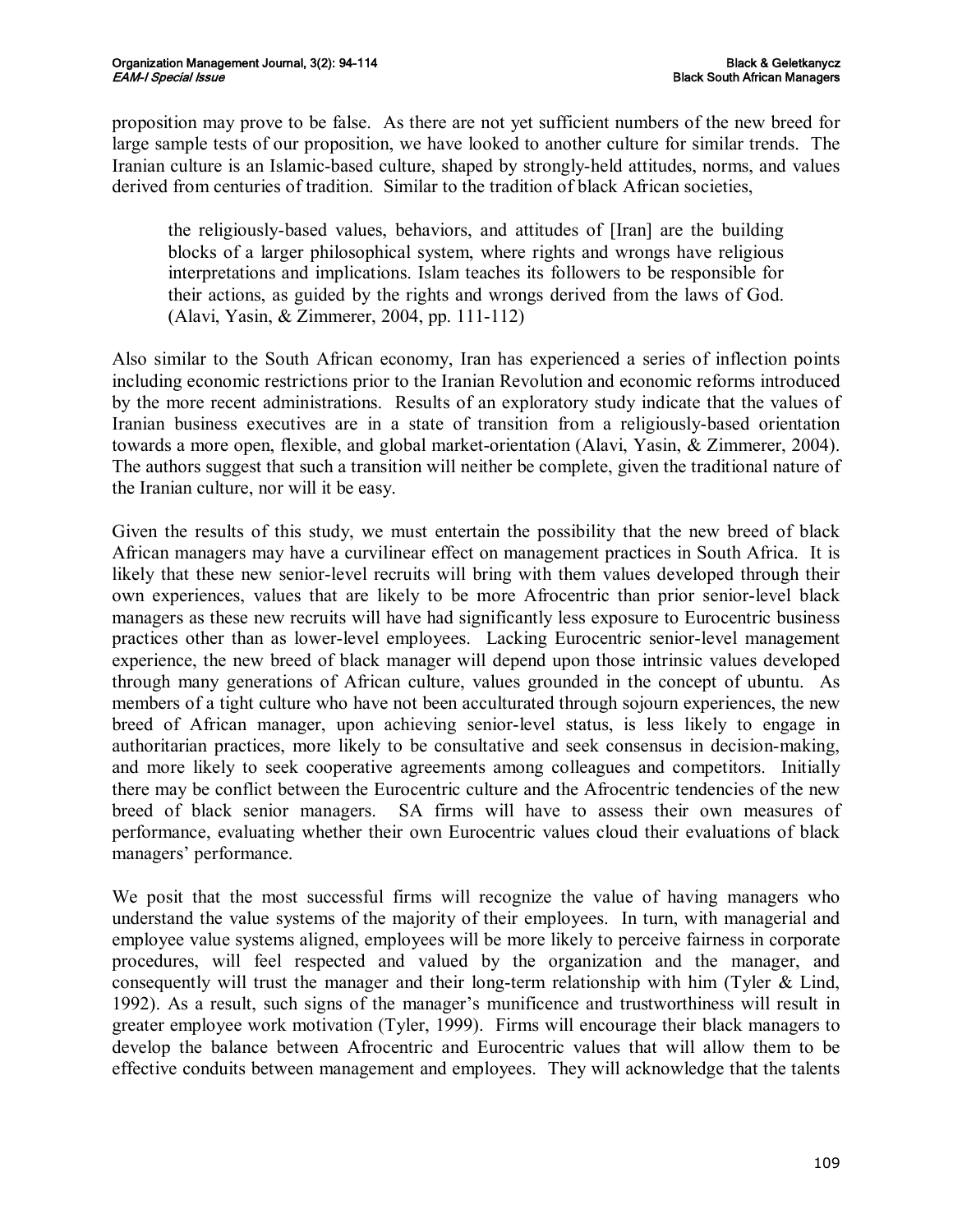proposition may prove to be false. As there are not yet sufficient numbers of the new breed for large sample tests of our proposition, we have looked to another culture for similar trends. The Iranian culture is an Islamic-based culture, shaped by strongly-held attitudes, norms, and values derived from centuries of tradition. Similar to the tradition of black African societies,

> the religiously-based values, behaviors, and attitudes of [Iran] are the building blocks of a larger philosophical system, where rights and wrongs have religious interpretations and implications. Islam teaches its followers to be responsible for their actions, as guided by the rights and wrongs derived from the laws of God. (Alavi, Yasin, & Zimmerer, 2004, pp. 111-112)

Also similar to the South African economy, Iran has experienced a series of inflection points including economic restrictions prior to the Iranian Revolution and economic reforms introduced by the more recent administrations. Results of an exploratory study indicate that the values of Iranian business executives are in a state of transition from a religiously-based orientation towards a more open, flexible, and global market-orientation (Alavi, Yasin, & Zimmerer, 2004). The authors suggest that such a transition will neither be complete, given the traditional nature of the Iranian culture, nor will it be easy.

Given the results of this study, we must entertain the possibility that the new breed of black African managers may have a curvilinear effect on management practices in South Africa. It is likely that these new senior-level recruits will bring with them values developed through their own experiences, values that are likely to be more Afrocentric than prior senior-level black managers as these new recruits will have had significantly less exposure to Eurocentric business practices other than as lower-level employees. Lacking Eurocentric senior-level management experience, the new breed of black manager will depend upon those intrinsic values developed through many generations of African culture, values grounded in the concept of ubuntu. As members of a tight culture who have not been acculturated through sojourn experiences, the new breed of African manager, upon achieving senior-level status, is less likely to engage in authoritarian practices, more likely to be consultative and seek consensus in decision-making, and more likely to seek cooperative agreements among colleagues and competitors. Initially there may be conflict between the Eurocentric culture and the Afrocentric tendencies of the new breed of black senior managers. SA firms will have to assess their own measures of performance, evaluating whether their own Eurocentric values cloud their evaluations of black managers' performance.

We posit that the most successful firms will recognize the value of having managers who understand the value systems of the majority of their employees. In turn, with managerial and employee value systems aligned, employees will be more likely to perceive fairness in corporate procedures, will feel respected and valued by the organization and the manager, and consequently will trust the manager and their long-term relationship with him (Tyler & Lind, 1992). As a result, such signs of the manager's munificence and trustworthiness will result in greater employee work motivation (Tyler, 1999). Firms will encourage their black managers to develop the balance between Afrocentric and Eurocentric values that will allow them to be effective conduits between management and employees. They will acknowledge that the talents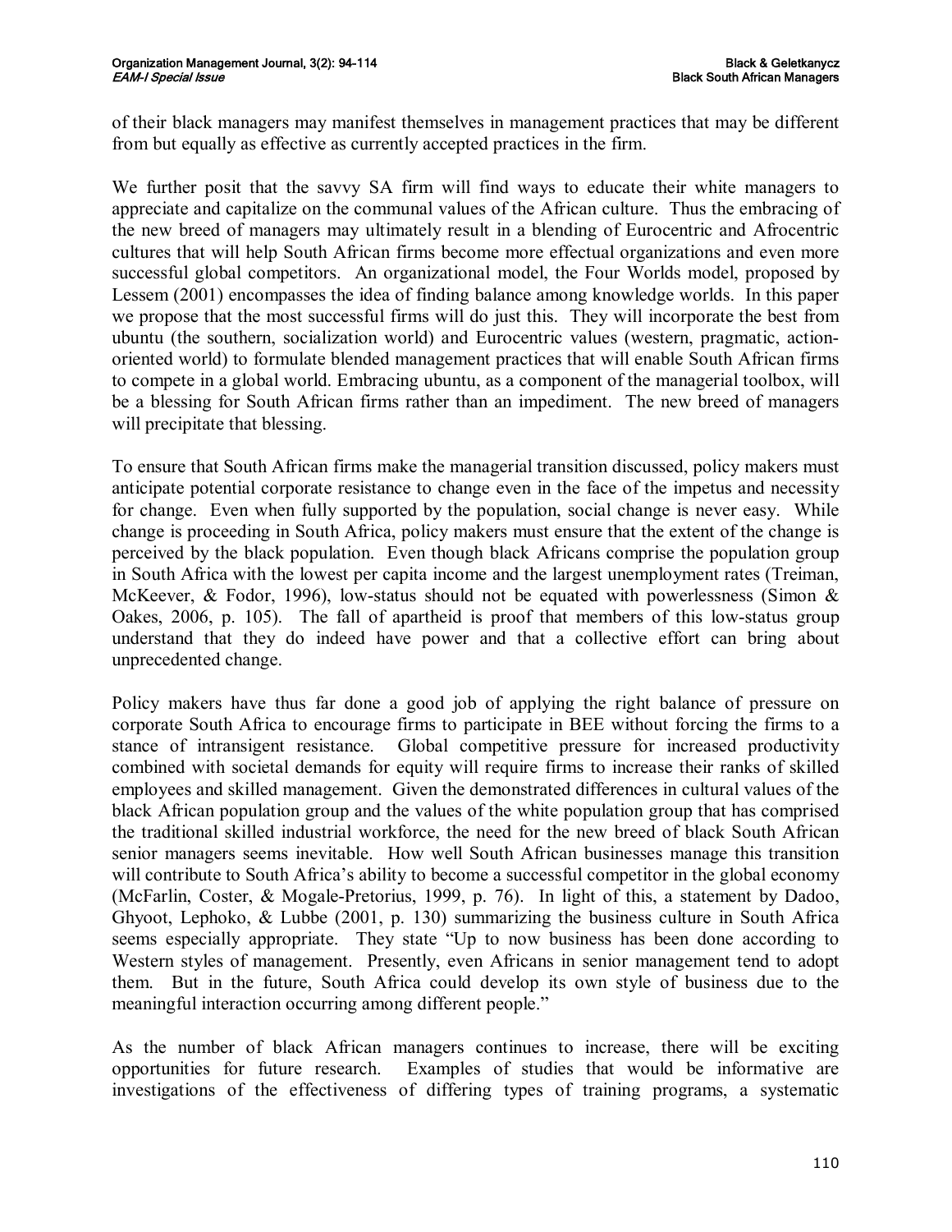of their black managers may manifest themselves in management practices that may be different from but equally as effective as currently accepted practices in the firm.

We further posit that the savvy SA firm will find ways to educate their white managers to appreciate and capitalize on the communal values of the African culture. Thus the embracing of the new breed of managers may ultimately result in a blending of Eurocentric and Afrocentric cultures that will help South African firms become more effectual organizations and even more successful global competitors. An organizational model, the Four Worlds model, proposed by Lessem (2001) encompasses the idea of finding balance among knowledge worlds. In this paper we propose that the most successful firms will do just this. They will incorporate the best from ubuntu (the southern, socialization world) and Eurocentric values (western, pragmatic, action-oriented world) to formulate blended management practices that will enable South African firms to compete in a global world. Embracing ubuntu, as a component of the managerial toolbox, will be a blessing for South African firms rather than an impediment. The new breed of managers will precipitate that blessing.

To ensure that South African firms make the managerial transition discussed, policy makers must anticipate potential corporate resistance to change even in the face of the impetus and necessity for change. Even when fully supported by the population, social change is never easy. While change is proceeding in South Africa, policy makers must ensure that the extent of the change is perceived by the black population. Even though black Africans comprise the population group in South Africa with the lowest per capita income and the largest unemployment rates (Treiman, McKeever, & Fodor, 1996), low-status should not be equated with powerlessness (Simon & Oakes, 2006, p. 105). The fall of apartheid is proof that members of this low-status group understand that they do indeed have power and that a collective effort can bring about unprecedented change.

Policy makers have thus far done a good job of applying the right balance of pressure on corporate South Africa to encourage firms to participate in BEE without forcing the firms to a stance of intransigent resistance. Global competitive pressure for increased productivity combined with societal demands for equity will require firms to increase their ranks of skilled employees and skilled management. Given the demonstrated differences in cultural values of the black African population group and the values of the white population group that has comprised the traditional skilled industrial workforce, the need for the new breed of black South African senior managers seems inevitable. How well South African businesses manage this transition will contribute to South Africa's ability to become a successful competitor in the global economy (McFarlin, Coster, & Mogale-Pretorius, 1999, p. 76). In light of this, a statement by Dadoo, Ghyoot, Lephoko, & Lubbe (2001, p. 130) summarizing the business culture in South Africa seems especially appropriate. They state "Up to now business has been done according to Western styles of management. Presently, even Africans in senior management tend to adopt them. But in the future, South Africa could develop its own style of business due to the meaningful interaction occurring among different people."

As the number of black African managers continues to increase, there will be exciting opportunities for future research. Examples of studies that would be informative are investigations of the effectiveness of differing types of training programs, a systematic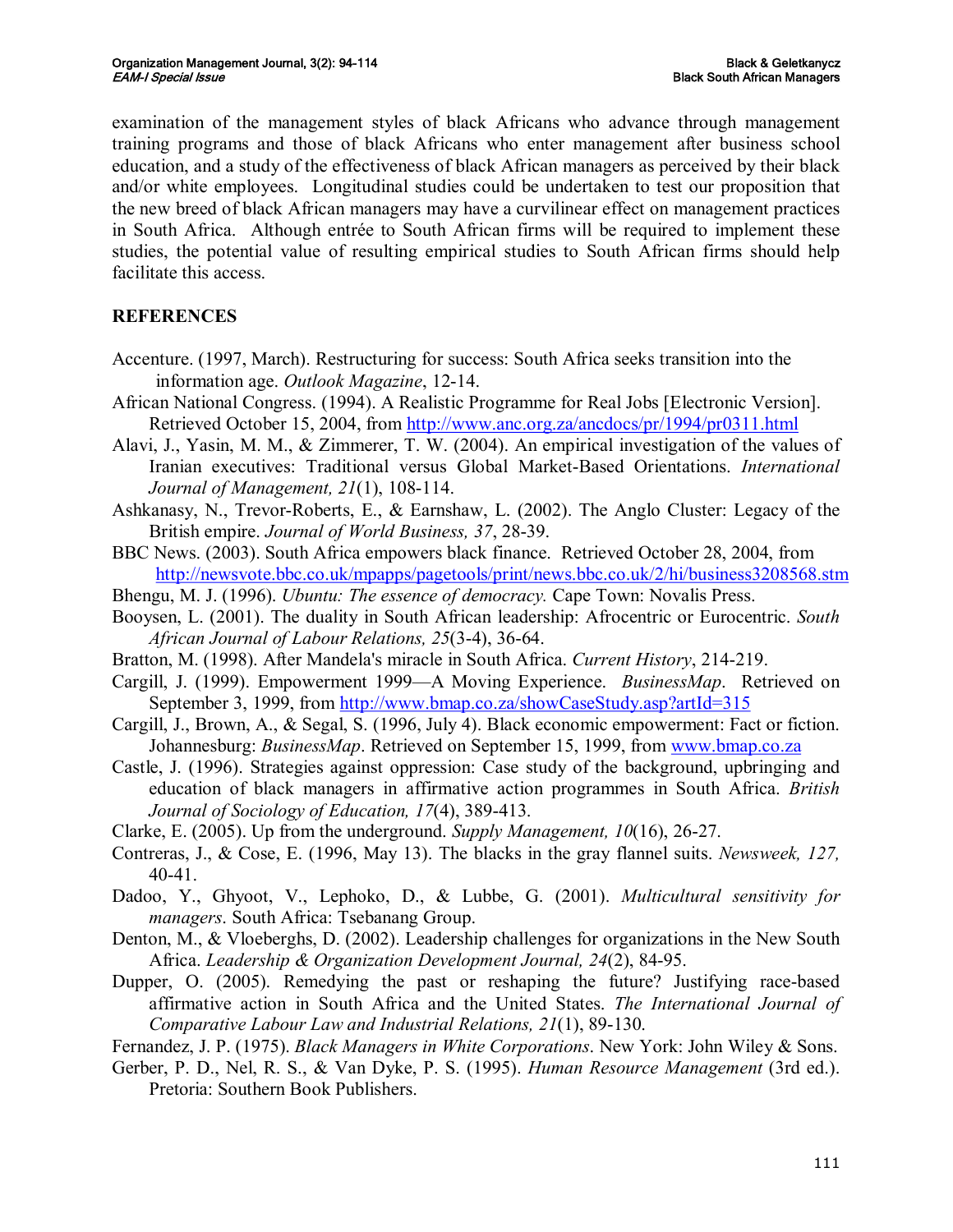examination of the management styles of black Africans who advance through management training programs and those of black Africans who enter management after business school education, and a study of the effectiveness of black African managers as perceived by their black and/or white employees. Longitudinal studies could be undertaken to test our proposition that the new breed of black African managers may have a curvilinear effect on management practices in South Africa. Although entrée to South African firms will be required to implement these studies, the potential value of resulting empirical studies to South African firms should help facilitate this access.

## REFERENCES

Accenture. (1997, March). Restructuring for success: South Africa seeks transition into the information age. *Outlook Magazine*, 12-14.

African National Congress. (1994). A Realistic Programme for Real Jobs [Electronic Version]. Retrieved October 15, 2004, from http://www.anc.org.za/ancdocs/pr/1994/pr0311.html

Alavi, J., Yasin, M. M., & Zimmerer, T. W. (2004). An empirical investigation of the values of Iranian executives: Traditional versus Global Market-Based Orientations. *International Journal of Management, 21*(1), 108-114.

Ashkanasy, N., Trevor-Roberts, E., & Earnshaw, L. (2002). The Anglo Cluster: Legacy of the British empire. *Journal of World Business, 37*, 28-39.

BBC News. (2003). South Africa empowers black finance. Retrieved October 28, 2004, from http://newsvote.bbc.co.uk/mpapps/pagetools/print/news.bbc.co.uk/2/hi/business3208568.stm

Bhengu, M. J. (1996). *Ubuntu: The essence of democracy.* Cape Town: Novalis Press.

Booysen, L. (2001). The duality in South African leadership: Afrocentric or Eurocentric. *South African Journal of Labour Relations, 25*(3-4), 36-64.

Bratton, M. (1998). After Mandela's miracle in South Africa. *Current History*, 214-219.

Cargill, J. (1999). Empowerment 1999—A Moving Experience. *BusinessMap*. Retrieved on September 3, 1999, from http://www.bmap.co.za/showCaseStudy.asp?artId=315

Cargill, J., Brown, A., & Segal, S. (1996, July 4). Black economic empowerment: Fact or fiction. Johannesburg: *BusinessMap*. Retrieved on September 15, 1999, from www.bmap.co.za

Castle, J. (1996). Strategies against oppression: Case study of the background, upbringing and education of black managers in affirmative action programmes in South Africa. *British Journal of Sociology of Education, 17*(4), 389-413.

Clarke, E. (2005). Up from the underground. *Supply Management, 10*(16), 26-27.

Contreras, J., & Cose, E. (1996, May 13). The blacks in the gray flannel suits. *Newsweek, 127,* 40-41.

Dadoo, Y., Ghyoot, V., Lephoko, D., & Lubbe, G. (2001). *Multicultural sensitivity for managers*. South Africa: Tsebanang Group.

Denton, M., & Vloeberghs, D. (2002). Leadership challenges for organizations in the New South Africa. *Leadership & Organization Development Journal, 24*(2), 84-95.

Dupper, O. (2005). Remedying the past or reshaping the future? Justifying race-based affirmative action in South Africa and the United States. *The International Journal of Comparative Labour Law and Industrial Relations, 21*(1), 89-130.

Fernandez, J. P. (1975). *Black Managers in White Corporations*. New York: John Wiley & Sons.

Gerber, P. D., Nel, R. S., & Van Dyke, P. S. (1995). *Human Resource Management* (3rd ed.). Pretoria: Southern Book Publishers.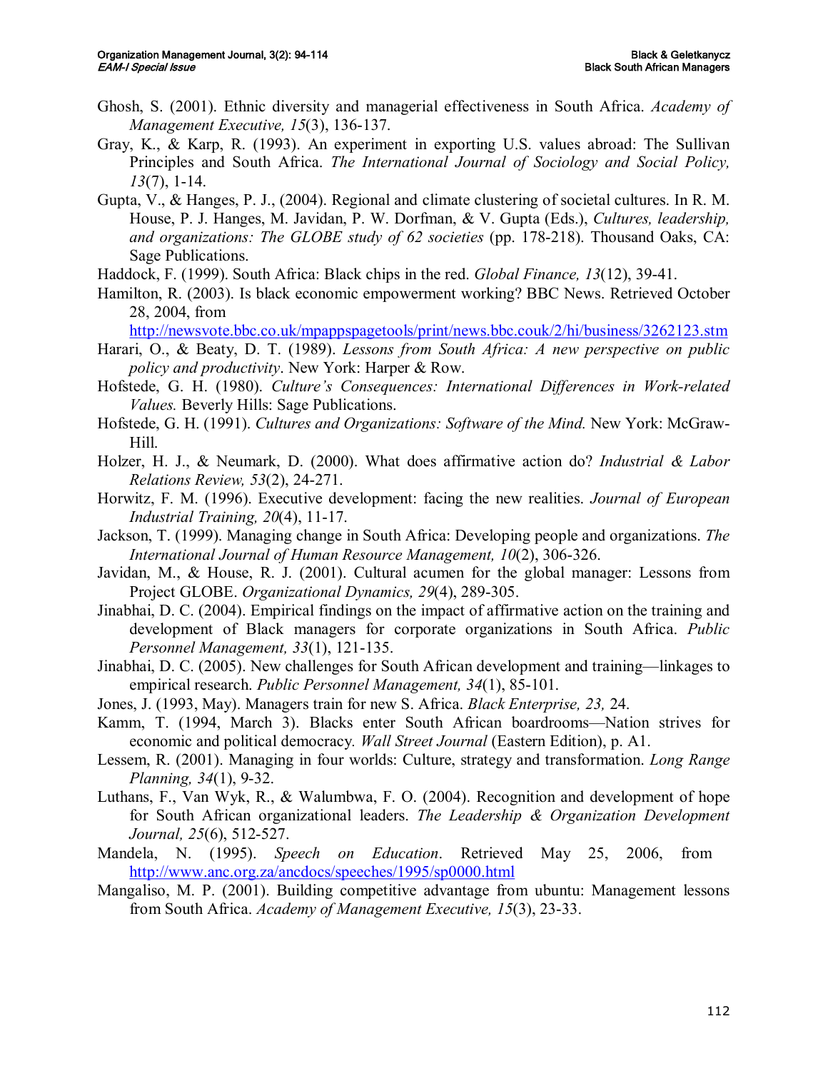Ghosh, S. (2001). Ethnic diversity and managerial effectiveness in South Africa. *Academy of Management Executive, 15*(3), 136-137.

Gray, K., & Karp, R. (1993). An experiment in exporting U.S. values abroad: The Sullivan Principles and South Africa. *The International Journal of Sociology and Social Policy, 13*(7), 1-14.

Gupta, V., & Hanges, P. J., (2004). Regional and climate clustering of societal cultures. In R. M. House, P. J. Hanges, M. Javidan, P. W. Dorfman, & V. Gupta (Eds.), *Cultures, leadership, and organizations: The GLOBE study of 62 societies* (pp. 178-218). Thousand Oaks, CA: Sage Publications.

Haddock, F. (1999). South Africa: Black chips in the red. *Global Finance, 13*(12), 39-41.

Hamilton, R. (2003). Is black economic empowerment working? BBC News. Retrieved October 28, 2004, from http://newsvote.bbc.co.uk/mpappspagetools/print/news.bbc.couk/2/hi/business/3262123.stm

Harari, O., & Beaty, D. T. (1989). *Lessons from South Africa: A new perspective on public policy and productivity*. New York: Harper & Row.

Hofstede, G. H. (1980). *Culture's Consequences: International Differences in Work-related Values.* Beverly Hills: Sage Publications.

Hofstede, G. H. (1991). *Cultures and Organizations: Software of the Mind.* New York: McGraw-Hill.

Holzer, H. J., & Neumark, D. (2000). What does affirmative action do? *Industrial & Labor Relations Review, 53*(2), 24-271.

Horwitz, F. M. (1996). Executive development: facing the new realities. *Journal of European Industrial Training, 20*(4), 11-17.

Jackson, T. (1999). Managing change in South Africa: Developing people and organizations. *The International Journal of Human Resource Management, 10*(2), 306-326.

Javidan, M., & House, R. J. (2001). Cultural acumen for the global manager: Lessons from Project GLOBE. *Organizational Dynamics, 29*(4), 289-305.

Jinabhai, D. C. (2004). Empirical findings on the impact of affirmative action on the training and development of Black managers for corporate organizations in South Africa. *Public Personnel Management, 33*(1), 121-135.

Jinabhai, D. C. (2005). New challenges for South African development and training—linkages to empirical research. *Public Personnel Management, 34*(1), 85-101.

Jones, J. (1993, May). Managers train for new S. Africa. *Black Enterprise, 23,* 24.

Kamm, T. (1994, March 3). Blacks enter South African boardrooms—Nation strives for economic and political democracy. *Wall Street Journal* (Eastern Edition), p. A1.

Lessem, R. (2001). Managing in four worlds: Culture, strategy and transformation. *Long Range Planning, 34*(1), 9-32.

Luthans, F., Van Wyk, R., & Walumbwa, F. O. (2004). Recognition and development of hope for South African organizational leaders. *The Leadership & Organization Development Journal, 25*(6), 512-527.

Mandela, N. (1995). *Speech on Education*. Retrieved May 25, 2006, from http://www.anc.org.za/ancdocs/speeches/1995/sp0000.html

Mangaliso, M. P. (2001). Building competitive advantage from ubuntu: Management lessons from South Africa. *Academy of Management Executive, 15*(3), 23-33.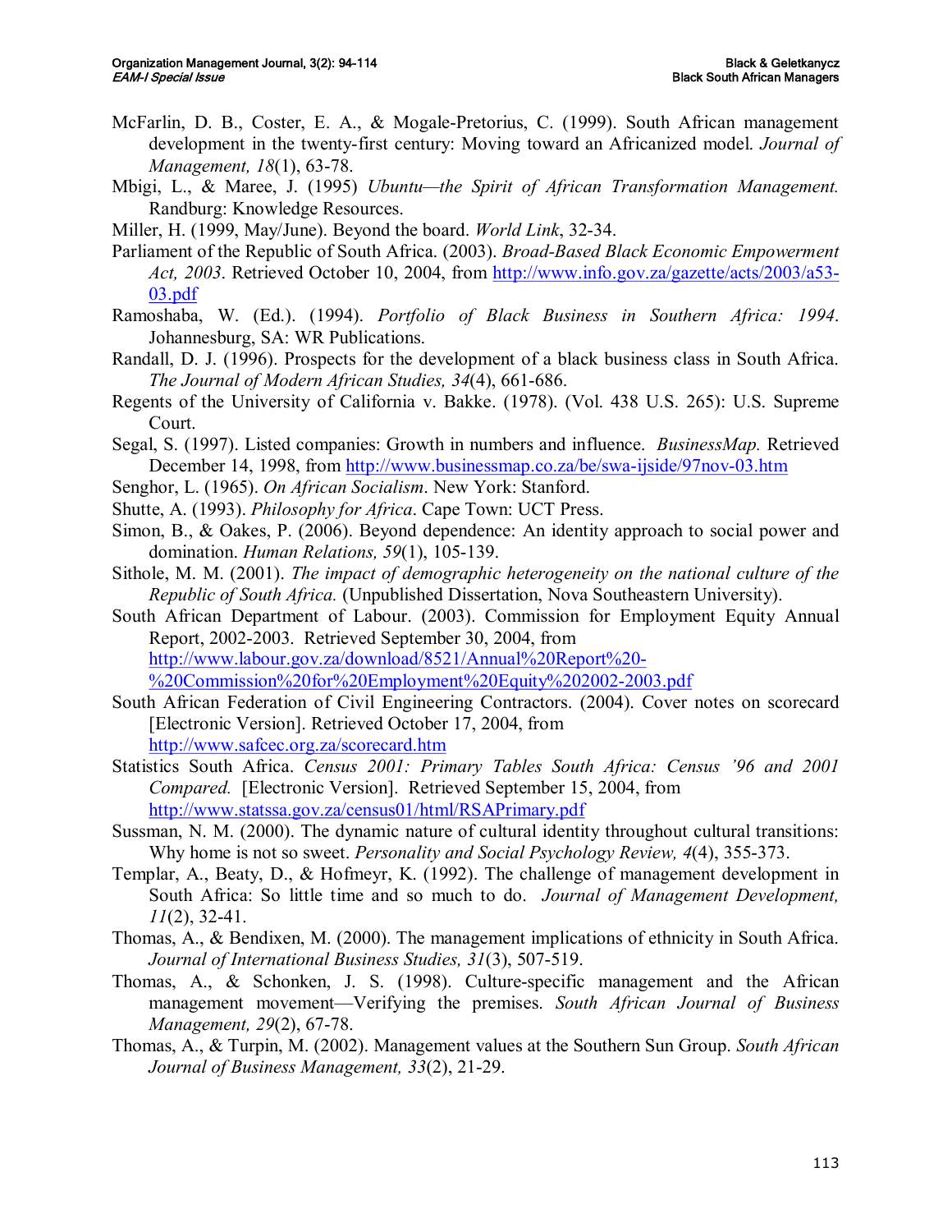McFarlin, D. B., Coster, E. A., & Mogale-Pretorius, C. (1999). South African management development in the twenty-first century: Moving toward an Africanized model. *Journal of Management, 18*(1), 63-78.

Mbigi, L., & Maree, J. (1995) *Ubuntu—the Spirit of African Transformation Management.* Randburg: Knowledge Resources.

Miller, H. (1999, May/June). Beyond the board. *World Link*, 32-34.

Parliament of the Republic of South Africa. (2003). *Broad-Based Black Economic Empowerment Act, 2003*. Retrieved October 10, 2004, from http://www.info.gov.za/gazette/acts/2003/a53-03.pdf

Ramoshaba, W. (Ed.). (1994). *Portfolio of Black Business in Southern Africa: 1994*. Johannesburg, SA: WR Publications.

Randall, D. J. (1996). Prospects for the development of a black business class in South Africa. *The Journal of Modern African Studies, 34*(4), 661-686.

Regents of the University of California v. Bakke. (1978). (Vol. 438 U.S. 265): U.S. Supreme Court.

Segal, S. (1997). Listed companies: Growth in numbers and influence. *BusinessMap.* Retrieved December 14, 1998, from http://www.businessmap.co.za/be/swa-ijside/97nov-03.htm

Senghor, L. (1965). *On African Socialism*. New York: Stanford.

Shutte, A. (1993). *Philosophy for Africa*. Cape Town: UCT Press.

Simon, B., & Oakes, P. (2006). Beyond dependence: An identity approach to social power and domination. *Human Relations, 59*(1), 105-139.

Sithole, M. M. (2001). *The impact of demographic heterogeneity on the national culture of the Republic of South Africa.* (Unpublished Dissertation, Nova Southeastern University).

South African Department of Labour. (2003). Commission for Employment Equity Annual Report, 2002-2003. Retrieved September 30, 2004, from http://www.labour.gov.za/download/8521/Annual%20Report%20-%20Commission%20for%20Employment%20Equity%202002-2003.pdf

South African Federation of Civil Engineering Contractors. (2004). Cover notes on scorecard [Electronic Version]. Retrieved October 17, 2004, from http://www.safcec.org.za/scorecard.htm

Statistics South Africa. *Census 2001: Primary Tables South Africa: Census '96 and 2001 Compared.* [Electronic Version]. Retrieved September 15, 2004, from http://www.statssa.gov.za/census01/html/RSAPrimary.pdf

Sussman, N. M. (2000). The dynamic nature of cultural identity throughout cultural transitions: Why home is not so sweet. *Personality and Social Psychology Review, 4*(4), 355-373.

Templar, A., Beaty, D., & Hofmeyr, K. (1992). The challenge of management development in South Africa: So little time and so much to do. *Journal of Management Development, 11*(2), 32-41.

Thomas, A., & Bendixen, M. (2000). The management implications of ethnicity in South Africa. *Journal of International Business Studies, 31*(3), 507-519.

Thomas, A., & Schonken, J. S. (1998). Culture-specific management and the African management movement—Verifying the premises. *South African Journal of Business Management, 29*(2), 67-78.

Thomas, A., & Turpin, M. (2002). Management values at the Southern Sun Group. *South African Journal of Business Management, 33*(2), 21-29.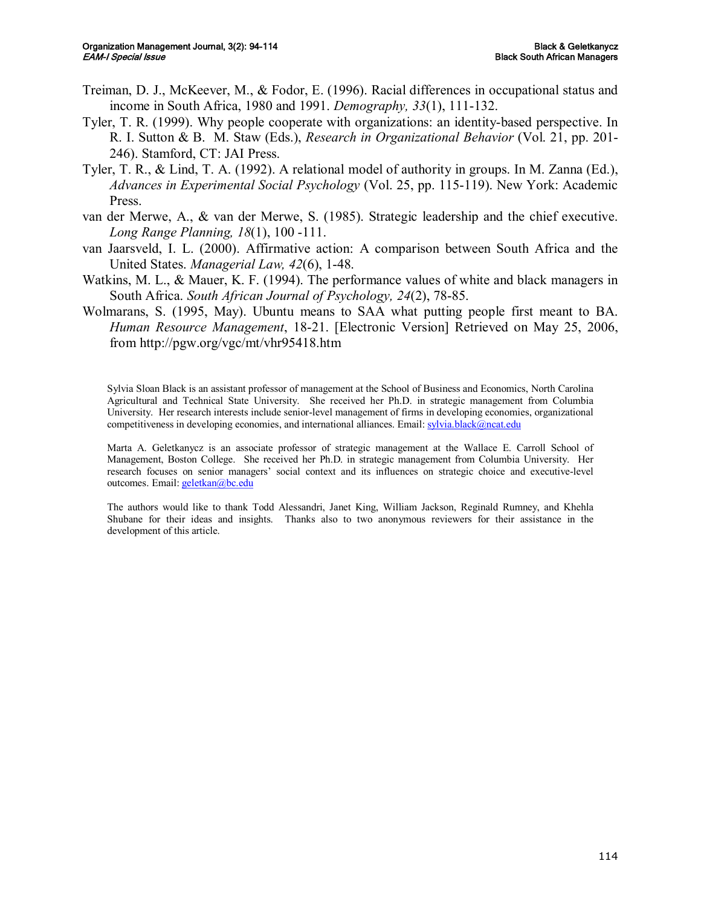Treiman, D. J., McKeever, M., & Fodor, E. (1996). Racial differences in occupational status and income in South Africa, 1980 and 1991. *Demography, 33*(1), 111-132.

Tyler, T. R. (1999). Why people cooperate with organizations: an identity-based perspective. In R. I. Sutton & B. M. Staw (Eds.), *Research in Organizational Behavior* (Vol. 21, pp. 201-246). Stamford, CT: JAI Press.

Tyler, T. R., & Lind, T. A. (1992). A relational model of authority in groups. In M. Zanna (Ed.), *Advances in Experimental Social Psychology* (Vol. 25, pp. 115-119). New York: Academic Press.

van der Merwe, A., & van der Merwe, S. (1985). Strategic leadership and the chief executive. *Long Range Planning, 18*(1), 100 -111.

van Jaarsveld, I. L. (2000). Affirmative action: A comparison between South Africa and the United States. *Managerial Law, 42*(6), 1-48.

Watkins, M. L., & Mauer, K. F. (1994). The performance values of white and black managers in South Africa. *South African Journal of Psychology, 24*(2), 78-85.

Wolmarans, S. (1995, May). Ubuntu means to SAA what putting people first meant to BA. *Human Resource Management*, 18-21. [Electronic Version] Retrieved on May 25, 2006, from http://pgw.org/vgc/mt/vhr95418.htm

Sylvia Sloan Black is an assistant professor of management at the School of Business and Economics, North Carolina Agricultural and Technical State University. She received her Ph.D. in strategic management from Columbia University. Her research interests include senior-level management of firms in developing economies, organizational competitiveness in developing economies, and international alliances. Email: sylvia.black@ncat.edu

Marta A. Geletkanycz is an associate professor of strategic management at the Wallace E. Carroll School of Management, Boston College. She received her Ph.D. in strategic management from Columbia University. Her research focuses on senior managers' social context and its influences on strategic choice and executive-level outcomes. Email: geletkan@bc.edu

The authors would like to thank Todd Alessandri, Janet King, William Jackson, Reginald Rumney, and Khehla Shubane for their ideas and insights. Thanks also to two anonymous reviewers for their assistance in the development of this article.